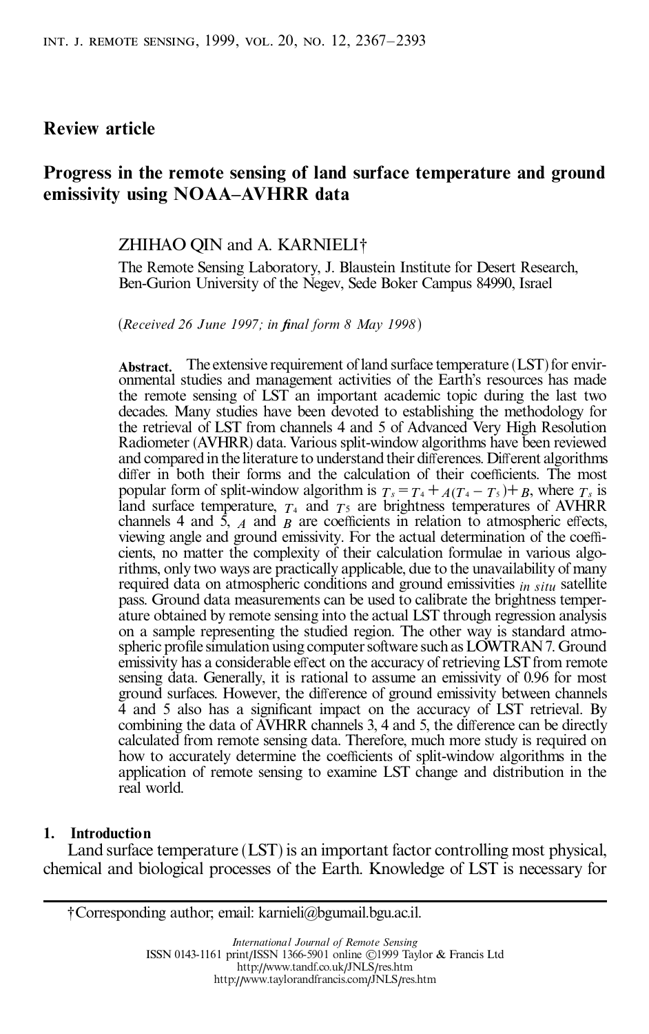**Review article**

# Progress in the remote sensing of land surface temperature and ground emissivity using NOAA–AVHRR data

ZHIHAO QIN and A. KARNIELI†

The Remote Sensing Laboratory, J. Blaustein Institute for Desert Research, Ben-Gurion University of the Negev, Sede Boker Campus 84990, Israel

(*Received 26 June 1997; in final form 8 May 1998*)

**Abstract.** The extensive requirement of land surface temperature (LST) for environmental studies and management activities of the Earth's resources has made the remote sensing of LST an important academic topic during the last two decades. Many studies have been devoted to establishing the methodology for the retrieval of LST from channels 4 and 5 of Advanced Very High Resolution Radiometer (AVHRR) data. Various split-window algorithms have been reviewed and compared in the literature to understand their differences. Different algorithms differ in both their forms and the calculation of their coefficients. The most popular form of split-window algorithm is $T_s = T_4 + A(T_4 - T_5) + B$, where $T_s$ is land surface temperature, $T_4$ and $T_5$ are brightness temperatures of AVHRR channels 4 and 5, $A$ and $B$ are coefficients in relation to atmospheric effects, viewing angle and ground emissivity. For the actual determination of the coefficients, no matter the complexity of their calculation formulae in various algorithms, only two ways are practically applicable, due to the unavailability of many required data on atmospheric conditions and ground emissivities *in situ* satellite pass. Ground data measurements can be used to calibrate the brightness temperature obtained by remote sensing into the actual LST through regression analysis on a sample representing the studied region. The other way is standard atmospheric profile simulation using computer software such as LOWTRAN 7. Ground emissivity has a considerable effect on the accuracy of retrieving LST from remote sensing data. Generally, it is rational to assume an emissivity of 0.96 for most ground surfaces. However, the difference of ground emissivity between channels 4 and 5 also has a significant impact on the accuracy of LST retrieval. By combining the data of AVHRR channels 3, 4 and 5, the difference can be directly calculated from remote sensing data. Therefore, much more study is required on how to accurately determine the coefficients of split-window algorithms in the application of remote sensing to examine LST change and distribution in the real world.

## 1. Introduction

Land surface temperature (LST) is an important factor controlling most physical, chemical and biological processes of the Earth. Knowledge of LST is necessary for

†Corresponding author; email: karnieli@bgumail.bgu.ac.il.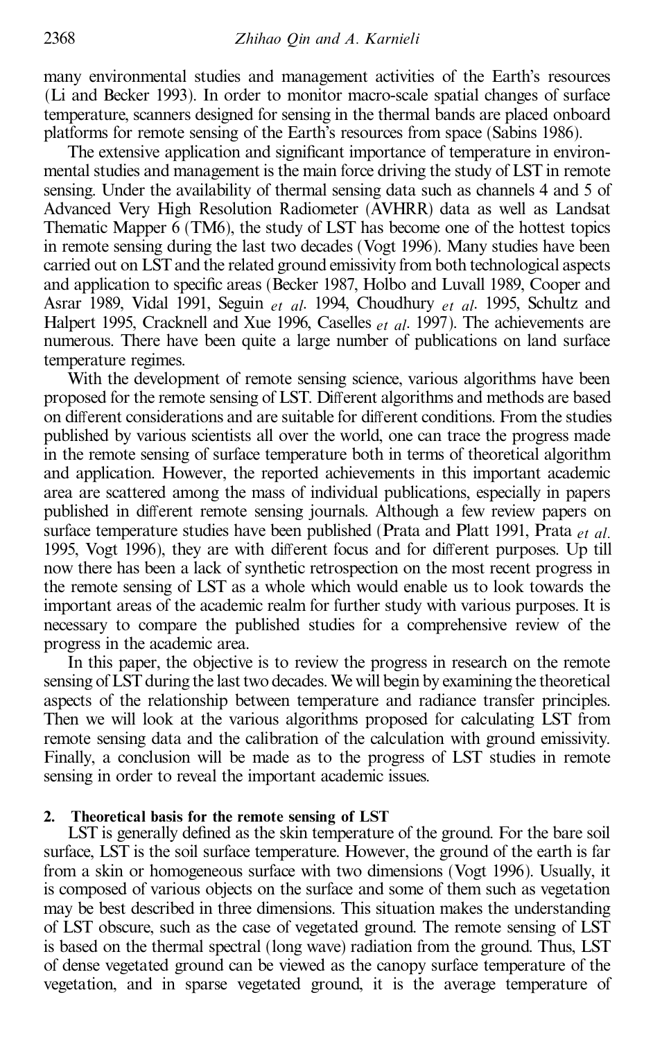many environmental studies and management activities of the Earth's resources (Li and Becker 1993). In order to monitor macro-scale spatial changes of surface temperature, scanners designed for sensing in the thermal bands are placed onboard platforms for remote sensing of the Earth's resources from space (Sabins 1986).

The extensive application and significant importance of temperature in environmental studies and management is the main force driving the study of LST in remote sensing. Under the availability of thermal sensing data such as channels 4 and 5 of Advanced Very High Resolution Radiometer (AVHRR) data as well as Landsat Thematic Mapper 6 (TM6), the study of LST has become one of the hottest topics in remote sensing during the last two decades (Vogt 1996). Many studies have been carried out on LST and the related ground emissivity from both technological aspects and application to specific areas (Becker 1987, Holbo and Luvall 1989, Cooper and Asrar 1989, Vidal 1991, Seguin *et al*. 1994, Choudhury *et al*. 1995, Schultz and Halpert 1995, Cracknell and Xue 1996, Caselles *et al*. 1997). The achievements are numerous. There have been quite a large number of publications on land surface temperature regimes.

With the development of remote sensing science, various algorithms have been proposed for the remote sensing of LST. Different algorithms and methods are based on different considerations and are suitable for different conditions. From the studies published by various scientists all over the world, one can trace the progress made in the remote sensing of surface temperature both in terms of theoretical algorithm and application. However, the reported achievements in this important academic area are scattered among the mass of individual publications, especially in papers published in different remote sensing journals. Although a few review papers on surface temperature studies have been published (Prata and Platt 1991, Prata *et al*. 1995, Vogt 1996), they are with different focus and for different purposes. Up till now there has been a lack of synthetic retrospection on the most recent progress in the remote sensing of LST as a whole which would enable us to look towards the important areas of the academic realm for further study with various purposes. It is necessary to compare the published studies for a comprehensive review of the progress in the academic area.

In this paper, the objective is to review the progress in research on the remote sensing of LST during the last two decades. We will begin by examining the theoretical aspects of the relationship between temperature and radiance transfer principles. Then we will look at the various algorithms proposed for calculating LST from remote sensing data and the calibration of the calculation with ground emissivity. Finally, a conclusion will be made as to the progress of LST studies in remote sensing in order to reveal the important academic issues.

## 2. Theoretical basis for the remote sensing of LST

LST is generally defined as the skin temperature of the ground. For the bare soil surface, LST is the soil surface temperature. However, the ground of the earth is far from a skin or homogeneous surface with two dimensions (Vogt 1996). Usually, it is composed of various objects on the surface and some of them such as vegetation may be best described in three dimensions. This situation makes the understanding of LST obscure, such as the case of vegetated ground. The remote sensing of LST is based on the thermal spectral (long wave) radiation from the ground. Thus, LST of dense vegetated ground can be viewed as the canopy surface temperature of the vegetation, and in sparse vegetated ground, it is the average temperature of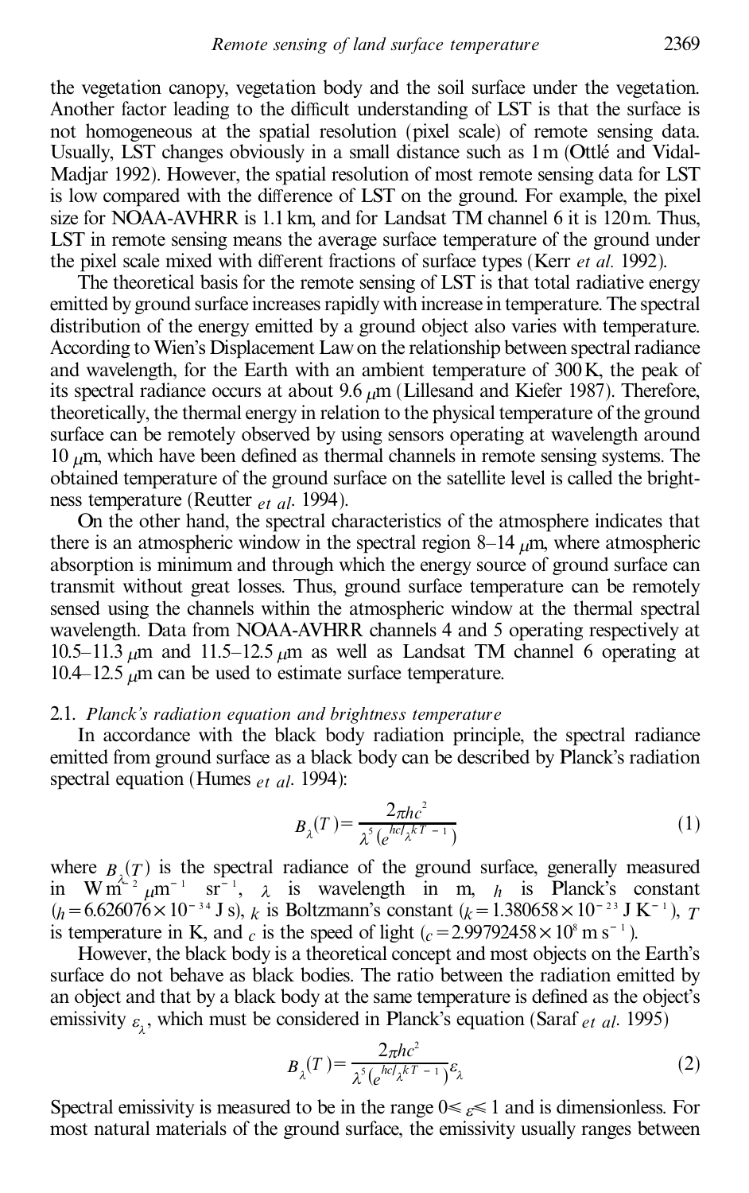the vegetation canopy, vegetation body and the soil surface under the vegetation. Another factor leading to the difficult understanding of LST is that the surface is not homogeneous at the spatial resolution (pixel scale) of remote sensing data. Usually, LST changes obviously in a small distance such as 1 m (Ottlé and Vidal-Madjar 1992). However, the spatial resolution of most remote sensing data for LST is low compared with the difference of LST on the ground. For example, the pixel size for NOAA-AVHRR is 1.1 km, and for Landsat TM channel 6 it is 120 m. Thus, LST in remote sensing means the average surface temperature of the ground under the pixel scale mixed with different fractions of surface types (Kerr *et al.* 1992).

The theoretical basis for the remote sensing of LST is that total radiative energy emitted by ground surface increases rapidly with increase in temperature. The spectral distribution of the energy emitted by a ground object also varies with temperature. According to Wien's Displacement Law on the relationship between spectral radiance and wavelength, for the Earth with an ambient temperature of 300 K, the peak of its spectral radiance occurs at about 9.6 $\mu$m (Lillesand and Kiefer 1987). Therefore, theoretically, the thermal energy in relation to the physical temperature of the ground surface can be remotely observed by using sensors operating at wavelength around 10 $\mu$m, which have been defined as thermal channels in remote sensing systems. The obtained temperature of the ground surface on the satellite level is called the brightness temperature (Reutter *et al.* 1994).

On the other hand, the spectral characteristics of the atmosphere indicates that there is an atmospheric window in the spectral region 8–14 $\mu$m, where atmospheric absorption is minimum and through which the energy source of ground surface can transmit without great losses. Thus, ground surface temperature can be remotely sensed using the channels within the atmospheric window at the thermal spectral wavelength. Data from NOAA-AVHRR channels 4 and 5 operating respectively at 10.5–11.3 $\mu$m and 11.5–12.5 $\mu$m as well as Landsat TM channel 6 operating at 10.4–12.5 $\mu$m can be used to estimate surface temperature.

### 2.1. *Planck's radiation equation and brightness temperature*

In accordance with the black body radiation principle, the spectral radiance emitted from ground surface as a black body can be described by Planck's radiation spectral equation (Humes *et al.* 1994):

$$B_\lambda(T) = \frac{2\pi hc^2}{\lambda^5 \left(e^{hc/\lambda kT} - 1\right)} \tag{1}$$

where $B_\lambda(T)$ is the spectral radiance of the ground surface, generally measured in W m$^{-2}$ $\mu$m$^{-1}$ sr$^{-1}$, $\lambda$ is wavelength in m, $h$ is Planck's constant ($h = 6.626076 \times 10^{-34}$ J s), $k$ is Boltzmann's constant ($k = 1.380658 \times 10^{-23}$ J K$^{-1}$), $T$ is temperature in K, and $c$ is the speed of light ($c = 2.99792458 \times 10^{8}$ m s$^{-1}$).

However, the black body is a theoretical concept and most objects on the Earth's surface do not behave as black bodies. The ratio between the radiation emitted by an object and that by a black body at the same temperature is defined as the object's emissivity $\varepsilon_\lambda$, which must be considered in Planck's equation (Saraf *et al.* 1995)

$$B_\lambda(T) = \frac{2\pi hc^2}{\lambda^5 \left(e^{hc/\lambda kT} - 1\right)} \varepsilon_\lambda \tag{2}$$

Spectral emissivity is measured to be in the range $0 \leqslant \varepsilon \leqslant 1$ and is dimensionless. For most natural materials of the ground surface, the emissivity usually ranges between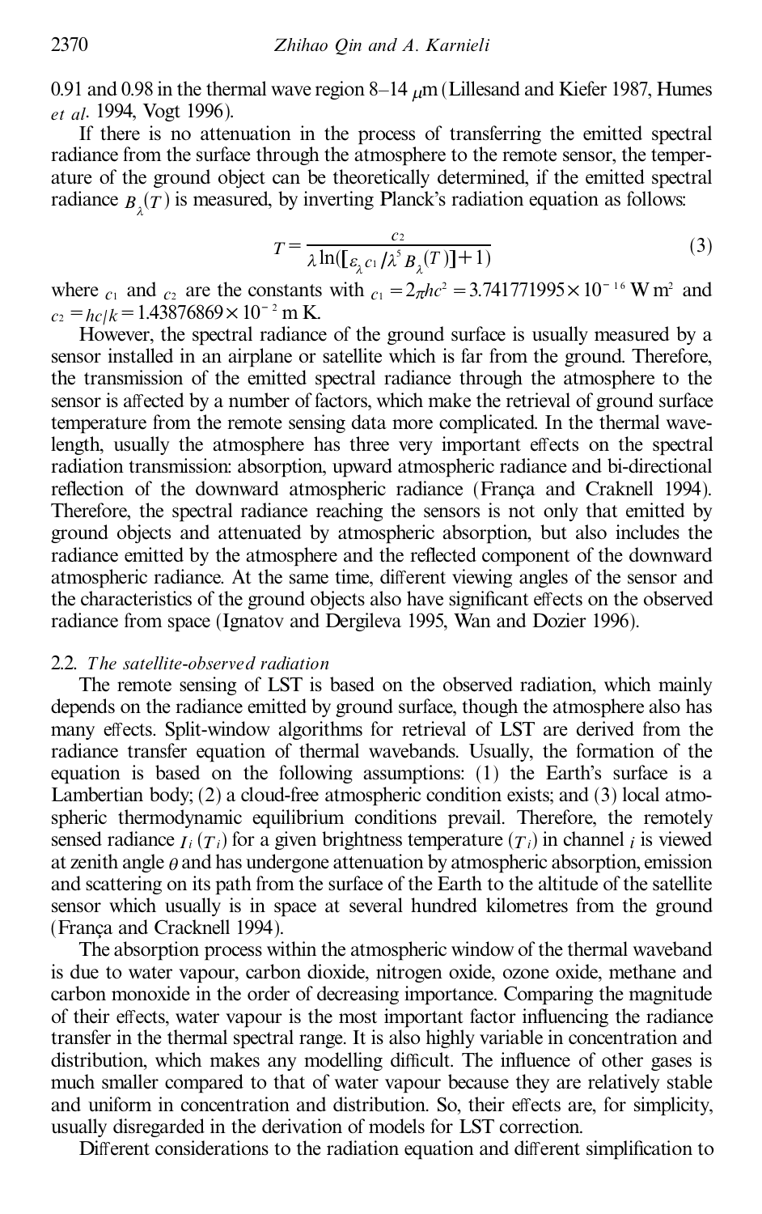0.91 and 0.98 in the thermal wave region 8–14 $\mu$m (Lillesand and Kiefer 1987, Humes *et al*. 1994, Vogt 1996).

If there is no attenuation in the process of transferring the emitted spectral radiance from the surface through the atmosphere to the remote sensor, the temperature of the ground object can be theoretically determined, if the emitted spectral radiance $B_\lambda(T)$ is measured, by inverting Planck's radiation equation as follows:

$$T = \frac{c_2}{\lambda \ln([\varepsilon_\lambda c_1 / \lambda^5 B_\lambda(T)] + 1)} \tag{3}$$

where $c_1$ and $c_2$ are the constants with $c_1 = 2\pi hc^2 = 3.741771995 \times 10^{-16}$ W m$^2$ and $c_2 = hc/k = 1.43876869 \times 10^{-2}$ m K.

However, the spectral radiance of the ground surface is usually measured by a sensor installed in an airplane or satellite which is far from the ground. Therefore, the transmission of the emitted spectral radiance through the atmosphere to the sensor is affected by a number of factors, which make the retrieval of ground surface temperature from the remote sensing data more complicated. In the thermal wavelength, usually the atmosphere has three very important effects on the spectral radiation transmission: absorption, upward atmospheric radiance and bi-directional reflection of the downward atmospheric radiance (França and Craknell 1994). Therefore, the spectral radiance reaching the sensors is not only that emitted by ground objects and attenuated by atmospheric absorption, but also includes the radiance emitted by the atmosphere and the reflected component of the downward atmospheric radiance. At the same time, different viewing angles of the sensor and the characteristics of the ground objects also have significant effects on the observed radiance from space (Ignatov and Dergileva 1995, Wan and Dozier 1996).

### 2.2. *The satellite-observed radiation*

The remote sensing of LST is based on the observed radiation, which mainly depends on the radiance emitted by ground surface, though the atmosphere also has many effects. Split-window algorithms for retrieval of LST are derived from the radiance transfer equation of thermal wavebands. Usually, the formation of the equation is based on the following assumptions: (1) the Earth's surface is a Lambertian body; (2) a cloud-free atmospheric condition exists; and (3) local atmospheric thermodynamic equilibrium conditions prevail. Therefore, the remotely sensed radiance $I_i(T_i)$ for a given brightness temperature ($T_i$) in channel $i$ is viewed at zenith angle $\theta$ and has undergone attenuation by atmospheric absorption, emission and scattering on its path from the surface of the Earth to the altitude of the satellite sensor which usually is in space at several hundred kilometres from the ground (França and Cracknell 1994).

The absorption process within the atmospheric window of the thermal waveband is due to water vapour, carbon dioxide, nitrogen oxide, ozone oxide, methane and carbon monoxide in the order of decreasing importance. Comparing the magnitude of their effects, water vapour is the most important factor influencing the radiance transfer in the thermal spectral range. It is also highly variable in concentration and distribution, which makes any modelling difficult. The influence of other gases is much smaller compared to that of water vapour because they are relatively stable and uniform in concentration and distribution. So, their effects are, for simplicity, usually disregarded in the derivation of models for LST correction.

Different considerations to the radiation equation and different simplification to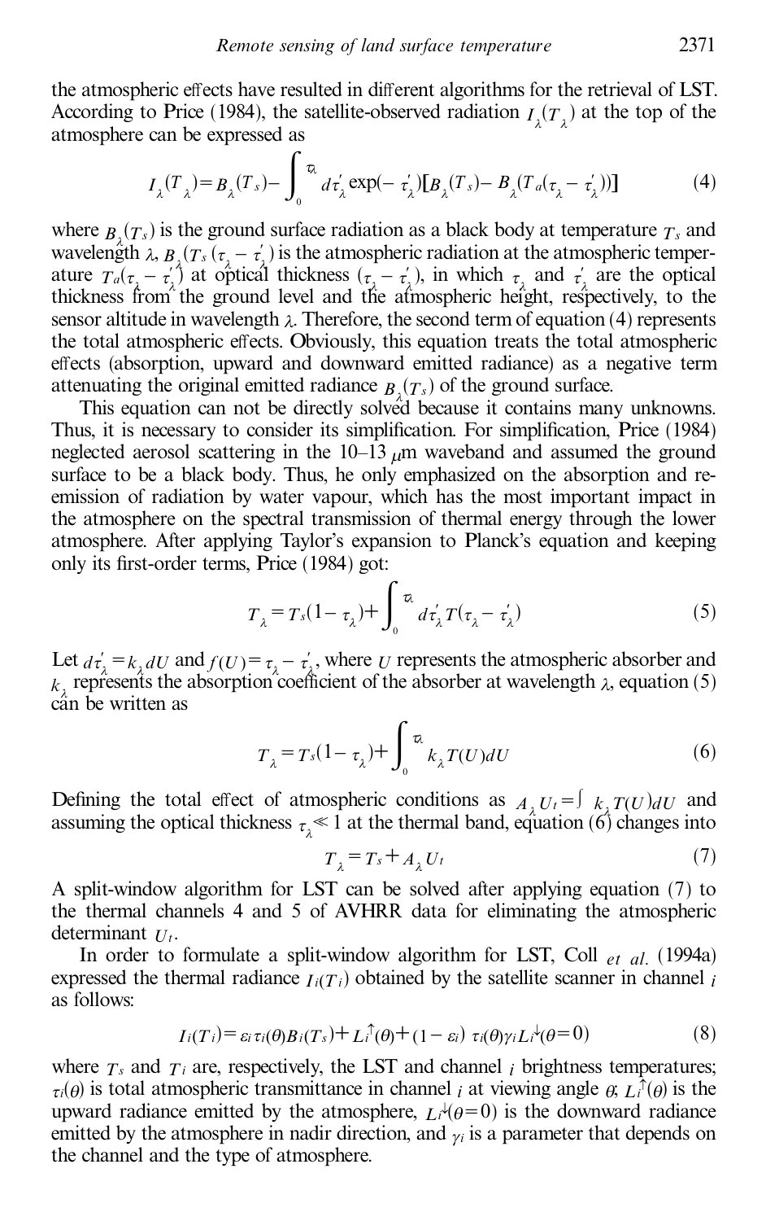the atmospheric effects have resulted in different algorithms for the retrieval of LST. According to Price (1984), the satellite-observed radiation $I_\lambda(T_\lambda)$ at the top of the atmosphere can be expressed as

$$I_\lambda(T_\lambda) = B_\lambda(T_s) - \int_0^{\tau_\lambda} d\tau'_\lambda \exp(-\tau'_\lambda)[B_\lambda(T_s) - B_\lambda(T_a(\tau_\lambda - \tau'_\lambda))] \tag{4}$$

where $B_\lambda(T_s)$ is the ground surface radiation as a black body at temperature $T_s$ and wavelength $\lambda$, $B_\lambda(T_s(\tau_\lambda - \tau'_\lambda))$ is the atmospheric radiation at the atmospheric temperature $T_a(\tau_\lambda - \tau'_\lambda)$ at optical thickness $(\tau_\lambda - \tau'_\lambda)$, in which $\tau_\lambda$ and $\tau'_\lambda$ are the optical thickness from the ground level and the atmospheric height, respectively, to the sensor altitude in wavelength $\lambda$. Therefore, the second term of equation (4) represents the total atmospheric effects. Obviously, this equation treats the total atmospheric effects (absorption, upward and downward emitted radiance) as a negative term attenuating the original emitted radiance $B_\lambda(T_s)$ of the ground surface.

This equation can not be directly solved because it contains many unknowns. Thus, it is necessary to consider its simplification. For simplification, Price (1984) neglected aerosol scattering in the 10–13 $\mu$m waveband and assumed the ground surface to be a black body. Thus, he only emphasized on the absorption and re-emission of radiation by water vapour, which has the most important impact in the atmosphere on the spectral transmission of thermal energy through the lower atmosphere. After applying Taylor's expansion to Planck's equation and keeping only its first-order terms, Price (1984) got:

$$T_\lambda = T_s(1 - \tau_\lambda) + \int_0^{\tau_\lambda} d\tau'_\lambda T(\tau_\lambda - \tau'_\lambda) \tag{5}$$

Let $d\tau'_\lambda = k_\lambda dU$ and $f(U) = \tau_\lambda - \tau'_\lambda$, where $U$ represents the atmospheric absorber and $k_\lambda$ represents the absorption coefficient of the absorber at wavelength $\lambda$, equation (5) can be written as

$$T_\lambda = T_s(1 - \tau_\lambda) + \int_0^{\tau_\lambda} k_\lambda T(U) dU \tag{6}$$

Defining the total effect of atmospheric conditions as $A_\lambda U_t = \int k_\lambda T(U) dU$ and assuming the optical thickness $\tau_\lambda \ll 1$ at the thermal band, equation (6) changes into

$$T_\lambda = T_s + A_\lambda U_t \tag{7}$$

A split-window algorithm for LST can be solved after applying equation (7) to the thermal channels 4 and 5 of AVHRR data for eliminating the atmospheric determinant $U_t$.

In order to formulate a split-window algorithm for LST, Coll *et al.* (1994a) expressed the thermal radiance $I_i(T_i)$ obtained by the satellite scanner in channel $i$ as follows:

$$I_i(T_i) = \varepsilon_i \tau_i(\theta) B_i(T_s) + L_i^{\uparrow}(\theta) + (1 - \varepsilon_i)\, \tau_i(\theta) \gamma_i L_i^{\downarrow}(\theta = 0) \tag{8}$$

where $T_s$ and $T_i$ are, respectively, the LST and channel $i$ brightness temperatures; $\tau_i(\theta)$ is total atmospheric transmittance in channel $i$ at viewing angle $\theta$; $L_i^{\uparrow}(\theta)$ is the upward radiance emitted by the atmosphere, $L_i^{\downarrow}(\theta = 0)$ is the downward radiance emitted by the atmosphere in nadir direction, and $\gamma_i$ is a parameter that depends on the channel and the type of atmosphere.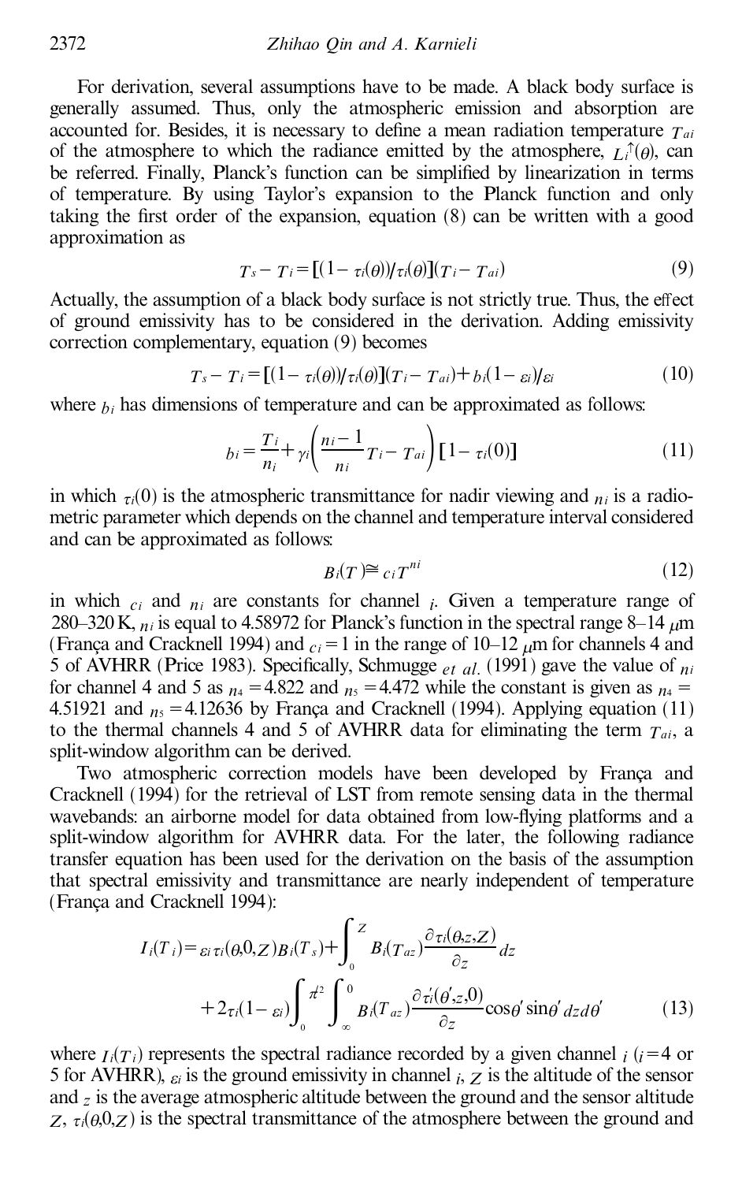For derivation, several assumptions have to be made. A black body surface is generally assumed. Thus, only the atmospheric emission and absorption are accounted for. Besides, it is necessary to define a mean radiation temperature $T_{ai}$ of the atmosphere to which the radiance emitted by the atmosphere, $L_i^{\uparrow}(\theta)$, can be referred. Finally, Planck's function can be simplified by linearization in terms of temperature. By using Taylor's expansion to the Planck function and only taking the first order of the expansion, equation (8) can be written with a good approximation as

$$T_s - T_i = [(1 - \tau_i(\theta))/\tau_i(\theta)](T_i - T_{ai}) \tag{9}$$

Actually, the assumption of a black body surface is not strictly true. Thus, the effect of ground emissivity has to be considered in the derivation. Adding emissivity correction complementary, equation (9) becomes

$$T_s - T_i = [(1 - \tau_i(\theta))/\tau_i(\theta)](T_i - T_{ai}) + b_i(1 - \varepsilon_i)/\varepsilon_i \tag{10}$$

where $b_i$ has dimensions of temperature and can be approximated as follows:

$$b_i = \frac{T_i}{n_i} + \gamma_i\left(\frac{n_i - 1}{n_i}T_i - T_{ai}\right)[1 - \tau_i(0)] \tag{11}$$

in which $\tau_i(0)$ is the atmospheric transmittance for nadir viewing and $n_i$ is a radiometric parameter which depends on the channel and temperature interval considered and can be approximated as follows:

$$B_i(T) \cong c_i T^{n_i} \tag{12}$$

in which $c_i$ and $n_i$ are constants for channel $i$. Given a temperature range of 280–320 K, $n_i$ is equal to 4.58972 for Planck's function in the spectral range 8–14 $\mu$m (França and Cracknell 1994) and $c_i = 1$ in the range of 10–12 $\mu$m for channels 4 and 5 of AVHRR (Price 1983). Specifically, Schmugge *et al.* (1991) gave the value of $n_i$ for channel 4 and 5 as $n_4 = 4.822$ and $n_5 = 4.472$ while the constant is given as $n_4 = 4.51921$ and $n_5 = 4.12636$ by França and Cracknell (1994). Applying equation (11) to the thermal channels 4 and 5 of AVHRR data for eliminating the term $T_{ai}$, a split-window algorithm can be derived.

Two atmospheric correction models have been developed by França and Cracknell (1994) for the retrieval of LST from remote sensing data in the thermal wavebands: an airborne model for data obtained from low-flying platforms and a split-window algorithm for AVHRR data. For the later, the following radiance transfer equation has been used for the derivation on the basis of the assumption that spectral emissivity and transmittance are nearly independent of temperature (França and Cracknell 1994):

$$I_i(T_i) = \varepsilon_i \tau_i(\theta,0,Z) B_i(T_s) + \int_0^Z B_i(T_{az}) \frac{\partial \tau_i(\theta,z,Z)}{\partial z} dz + 2\tau_i(1 - \varepsilon_i) \int_0^{\pi/2} \int_{\infty}^{0} B_i(T_{az}) \frac{\partial \tau_i'(\theta',z,0)}{\partial z} \cos\theta' \sin\theta' \, dz d\theta' \tag{13}$$

where $I_i(T_i)$ represents the spectral radiance recorded by a given channel $i$ ($i = 4$ or 5 for AVHRR), $\varepsilon_i$ is the ground emissivity in channel $i$, $Z$ is the altitude of the sensor and $z$ is the average atmospheric altitude between the ground and the sensor altitude $Z$, $\tau_i(\theta,0,Z)$ is the spectral transmittance of the atmosphere between the ground and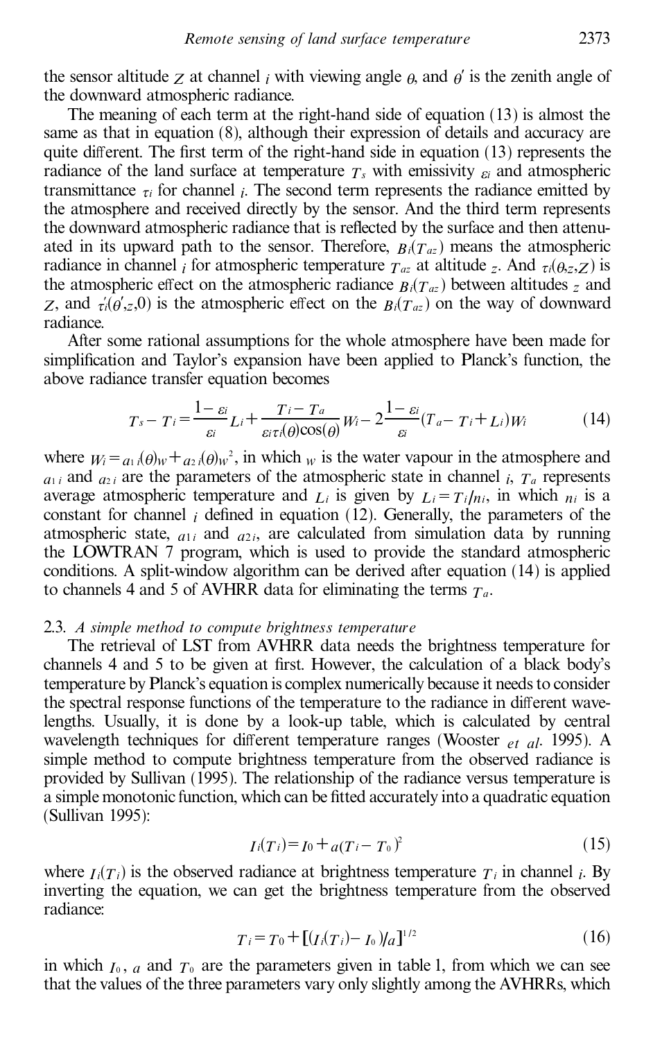the sensor altitude $Z$ at channel $i$ with viewing angle $\theta$, and $\theta'$ is the zenith angle of the downward atmospheric radiance.

The meaning of each term at the right-hand side of equation (13) is almost the same as that in equation (8), although their expression of details and accuracy are quite different. The first term of the right-hand side in equation (13) represents the radiance of the land surface at temperature $T_s$ with emissivity $\varepsilon_i$ and atmospheric transmittance $\tau_i$ for channel $i$. The second term represents the radiance emitted by the atmosphere and received directly by the sensor. And the third term represents the downward atmospheric radiance that is reflected by the surface and then attenuated in its upward path to the sensor. Therefore, $B_i(T_{az})$ means the atmospheric radiance in channel $i$ for atmospheric temperature $T_{az}$ at altitude $z$. And $\tau_i(\theta,z,Z)$ is the atmospheric effect on the atmospheric radiance $B_i(T_{az})$ between altitudes $z$ and $Z$, and $\tau_i'(\theta',z,0)$ is the atmospheric effect on the $B_i(T_{az})$ on the way of downward radiance.

After some rational assumptions for the whole atmosphere have been made for simplification and Taylor's expansion have been applied to Planck's function, the above radiance transfer equation becomes

$$T_s - T_i = \frac{1-\varepsilon_i}{\varepsilon_i} L_i + \frac{T_i - T_a}{\varepsilon_i \tau_i(\theta)\cos(\theta)} W_i - 2\frac{1-\varepsilon_i}{\varepsilon_i}(T_a - T_i + L_i) W_i \tag{14}$$

where $W_i = a_{1i}(\theta)w + a_{2i}(\theta)w^2$, in which $w$ is the water vapour in the atmosphere and $a_{1i}$ and $a_{2i}$ are the parameters of the atmospheric state in channel $i$, $T_a$ represents average atmospheric temperature and $L_i$ is given by $L_i = T_i/n_i$, in which $n_i$ is a constant for channel $i$ defined in equation (12). Generally, the parameters of the atmospheric state, $a_{1i}$ and $a_{2i}$, are calculated from simulation data by running the LOWTRAN 7 program, which is used to provide the standard atmospheric conditions. A split-window algorithm can be derived after equation (14) is applied to channels 4 and 5 of AVHRR data for eliminating the terms $T_a$.

### 2.3. *A simple method to compute brightness temperature*

The retrieval of LST from AVHRR data needs the brightness temperature for channels 4 and 5 to be given at first. However, the calculation of a black body's temperature by Planck's equation is complex numerically because it needs to consider the spectral response functions of the temperature to the radiance in different wavelengths. Usually, it is done by a look-up table, which is calculated by central wavelength techniques for different temperature ranges (Wooster *et al.* 1995). A simple method to compute brightness temperature from the observed radiance is provided by Sullivan (1995). The relationship of the radiance versus temperature is a simple monotonic function, which can be fitted accurately into a quadratic equation (Sullivan 1995):

$$I_i(T_i) = I_0 + a(T_i - T_0)^2 \tag{15}$$

where $I_i(T_i)$ is the observed radiance at brightness temperature $T_i$ in channel $i$. By inverting the equation, we can get the brightness temperature from the observed radiance:

$$T_i = T_0 + [(I_i(T_i) - I_0)/a]^{1/2} \tag{16}$$

in which $I_0$, $a$ and $T_0$ are the parameters given in table 1, from which we can see that the values of the three parameters vary only slightly among the AVHRRs, which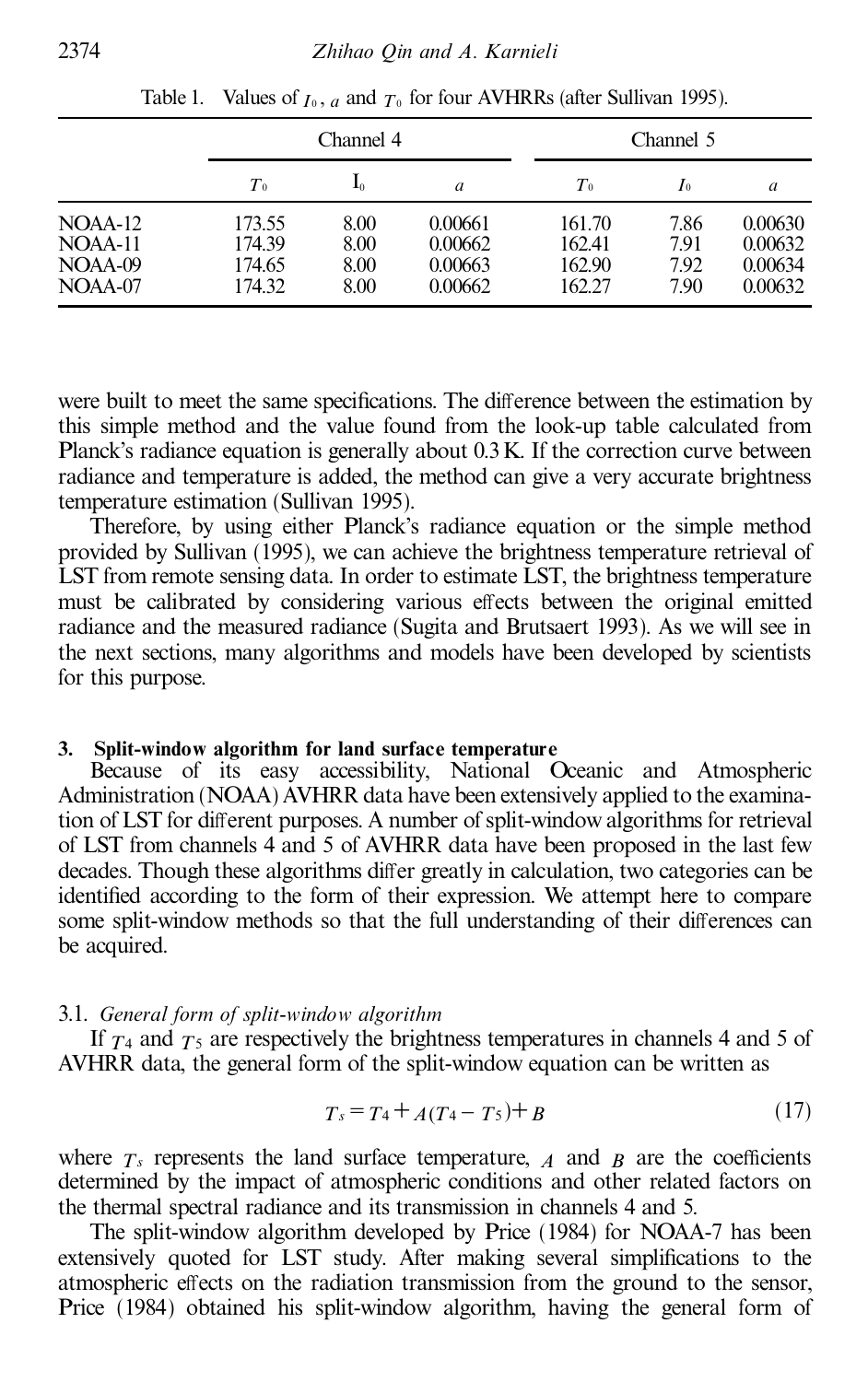Table 1. Values of $I_0$, $a$ and $T_0$ for four AVHRRs (after Sullivan 1995).

| | Channel 4 | | | Channel 5 | | |
|---|---|---|---|---|---|---|
| | $T_0$ | $I_0$ | $a$ | $T_0$ | $I_0$ | $a$ |
| NOAA-12 | 173.55 | 8.00 | 0.00661 | 161.70 | 7.86 | 0.00630 |
| NOAA-11 | 174.39 | 8.00 | 0.00662 | 162.41 | 7.91 | 0.00632 |
| NOAA-09 | 174.65 | 8.00 | 0.00663 | 162.90 | 7.92 | 0.00634 |
| NOAA-07 | 174.32 | 8.00 | 0.00662 | 162.27 | 7.90 | 0.00632 |

were built to meet the same specifications. The difference between the estimation by this simple method and the value found from the look-up table calculated from Planck's radiance equation is generally about 0.3 K. If the correction curve between radiance and temperature is added, the method can give a very accurate brightness temperature estimation (Sullivan 1995).

Therefore, by using either Planck's radiance equation or the simple method provided by Sullivan (1995), we can achieve the brightness temperature retrieval of LST from remote sensing data. In order to estimate LST, the brightness temperature must be calibrated by considering various effects between the original emitted radiance and the measured radiance (Sugita and Brutsaert 1993). As we will see in the next sections, many algorithms and models have been developed by scientists for this purpose.

## 3. Split-window algorithm for land surface temperature

Because of its easy accessibility, National Oceanic and Atmospheric Administration (NOAA) AVHRR data have been extensively applied to the examination of LST for different purposes. A number of split-window algorithms for retrieval of LST from channels 4 and 5 of AVHRR data have been proposed in the last few decades. Though these algorithms differ greatly in calculation, two categories can be identified according to the form of their expression. We attempt here to compare some split-window methods so that the full understanding of their differences can be acquired.

### 3.1. *General form of split-window algorithm*

If $T_4$ and $T_5$ are respectively the brightness temperatures in channels 4 and 5 of AVHRR data, the general form of the split-window equation can be written as

$$T_s = T_4 + A(T_4 - T_5) + B \tag{17}$$

where $T_s$ represents the land surface temperature, $A$ and $B$ are the coefficients determined by the impact of atmospheric conditions and other related factors on the thermal spectral radiance and its transmission in channels 4 and 5.

The split-window algorithm developed by Price (1984) for NOAA-7 has been extensively quoted for LST study. After making several simplifications to the atmospheric effects on the radiation transmission from the ground to the sensor, Price (1984) obtained his split-window algorithm, having the general form of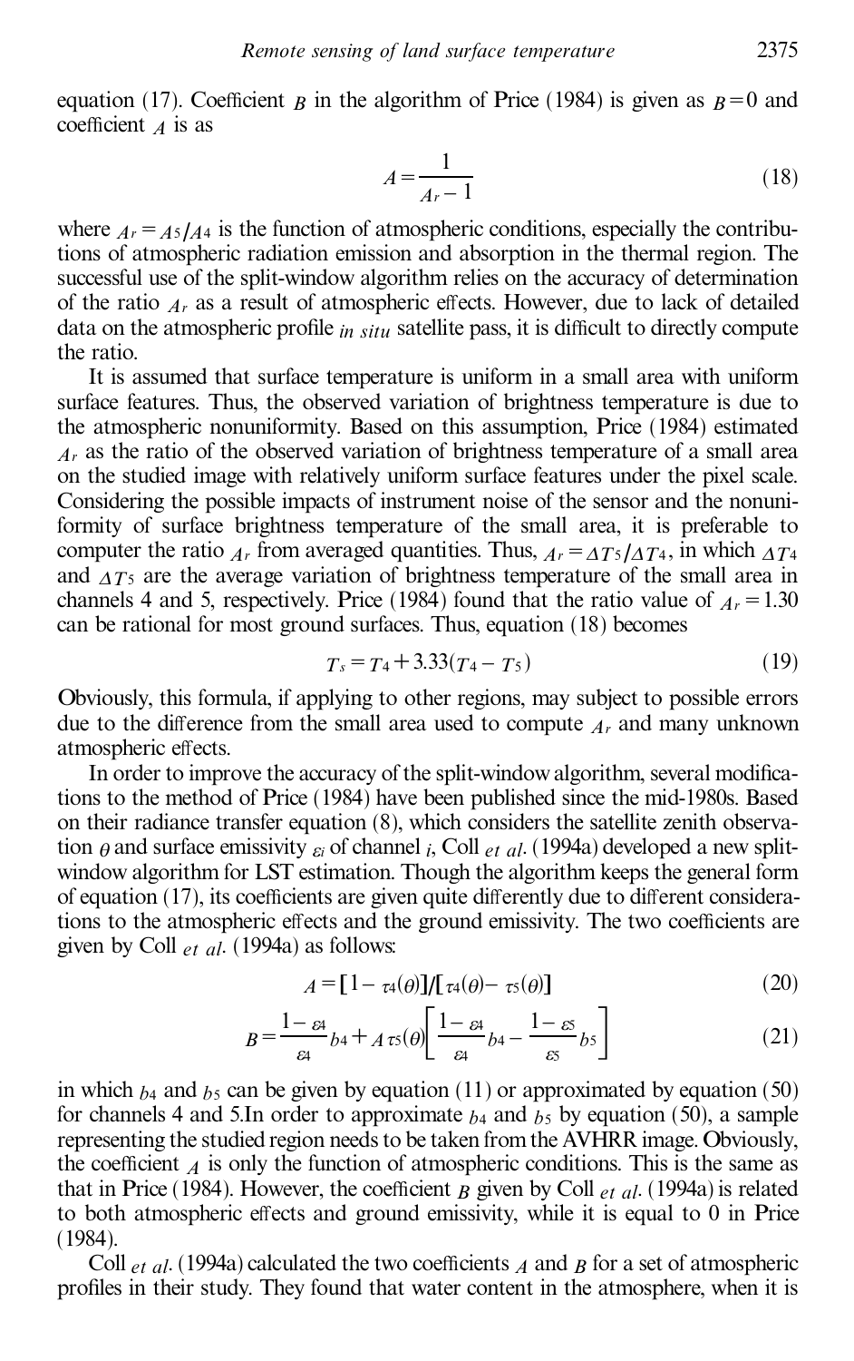equation (17). Coefficient $B$ in the algorithm of Price (1984) is given as $B = 0$ and coefficient $A$ is as

$$A = \frac{1}{A_r - 1} \tag{18}$$

where $A_r = A_5/A_4$ is the function of atmospheric conditions, especially the contributions of atmospheric radiation emission and absorption in the thermal region. The successful use of the split-window algorithm relies on the accuracy of determination of the ratio $A_r$ as a result of atmospheric effects. However, due to lack of detailed data on the atmospheric profile *in situ* satellite pass, it is difficult to directly compute the ratio.

It is assumed that surface temperature is uniform in a small area with uniform surface features. Thus, the observed variation of brightness temperature is due to the atmospheric nonuniformity. Based on this assumption, Price (1984) estimated $A_r$ as the ratio of the observed variation of brightness temperature of a small area on the studied image with relatively uniform surface features under the pixel scale. Considering the possible impacts of instrument noise of the sensor and the nonuniformity of surface brightness temperature of the small area, it is preferable to computer the ratio $A_r$ from averaged quantities. Thus, $A_r = \Delta T_5/\Delta T_4$, in which $\Delta T_4$ and $\Delta T_5$ are the average variation of brightness temperature of the small area in channels 4 and 5, respectively. Price (1984) found that the ratio value of $A_r = 1.30$ can be rational for most ground surfaces. Thus, equation (18) becomes

$$T_s = T_4 + 3.33(T_4 - T_5) \tag{19}$$

Obviously, this formula, if applying to other regions, may subject to possible errors due to the difference from the small area used to compute $A_r$ and many unknown atmospheric effects.

In order to improve the accuracy of the split-window algorithm, several modifications to the method of Price (1984) have been published since the mid-1980s. Based on their radiance transfer equation (8), which considers the satellite zenith observation $\theta$ and surface emissivity $\varepsilon_i$ of channel $i$, Coll *et al.* (1994a) developed a new split-window algorithm for LST estimation. Though the algorithm keeps the general form of equation (17), its coefficients are given quite differently due to different considerations to the atmospheric effects and the ground emissivity. The two coefficients are given by Coll *et al.* (1994a) as follows:

$$A = [1 - \tau_4(\theta)]/[\tau_4(\theta) - \tau_5(\theta)] \tag{20}$$

$$B = \frac{1 - \varepsilon_4}{\varepsilon_4} b_4 + A\,\tau_5(\theta)\left[\frac{1 - \varepsilon_4}{\varepsilon_4} b_4 - \frac{1 - \varepsilon_5}{\varepsilon_5} b_5\right] \tag{21}$$

in which $b_4$ and $b_5$ can be given by equation (11) or approximated by equation (50) for channels 4 and 5.In order to approximate $b_4$ and $b_5$ by equation (50), a sample representing the studied region needs to be taken from the AVHRR image. Obviously, the coefficient $A$ is only the function of atmospheric conditions. This is the same as that in Price (1984). However, the coefficient $B$ given by Coll *et al.* (1994a) is related to both atmospheric effects and ground emissivity, while it is equal to 0 in Price (1984).

Coll *et al.* (1994a) calculated the two coefficients $A$ and $B$ for a set of atmospheric profiles in their study. They found that water content in the atmosphere, when it is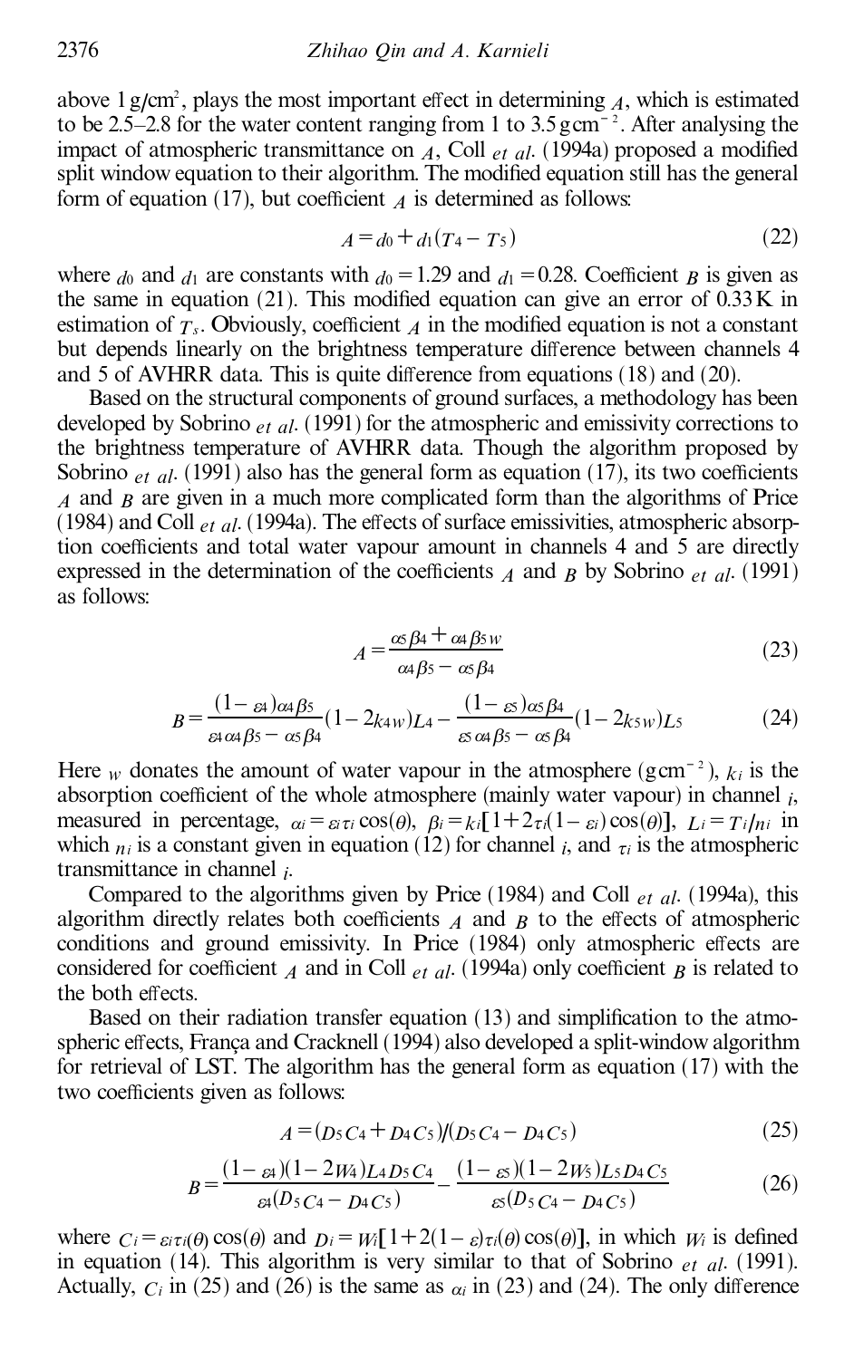above 1 g/cm², plays the most important effect in determining $A$, which is estimated to be 2.5–2.8 for the water content ranging from 1 to 3.5 g cm$^{-2}$. After analysing the impact of atmospheric transmittance on $A$, Coll *et al*. (1994a) proposed a modified split window equation to their algorithm. The modified equation still has the general form of equation (17), but coefficient $A$ is determined as follows:

$$A = d_0 + d_1(T_4 - T_5) \tag{22}$$

where $d_0$ and $d_1$ are constants with $d_0 = 1.29$ and $d_1 = 0.28$. Coefficient $B$ is given as the same in equation (21). This modified equation can give an error of 0.33 K in estimation of $T_s$. Obviously, coefficient $A$ in the modified equation is not a constant but depends linearly on the brightness temperature difference between channels 4 and 5 of AVHRR data. This is quite difference from equations (18) and (20).

Based on the structural components of ground surfaces, a methodology has been developed by Sobrino *et al*. (1991) for the atmospheric and emissivity corrections to the brightness temperature of AVHRR data. Though the algorithm proposed by Sobrino *et al*. (1991) also has the general form as equation (17), its two coefficients $A$ and $B$ are given in a much more complicated form than the algorithms of Price (1984) and Coll *et al*. (1994a). The effects of surface emissivities, atmospheric absorption coefficients and total water vapour amount in channels 4 and 5 are directly expressed in the determination of the coefficients $A$ and $B$ by Sobrino *et al*. (1991) as follows:

$$A = \frac{\alpha_5 \beta_4 + \alpha_4 \beta_5 w}{\alpha_4 \beta_5 - \alpha_5 \beta_4} \tag{23}$$

$$B = \frac{(1-\varepsilon_4)\alpha_4 \beta_5}{\varepsilon_4 \alpha_4 \beta_5 - \alpha_5 \beta_4}(1 - 2k_{4}w)L_4 - \frac{(1-\varepsilon_5)\alpha_5 \beta_4}{\varepsilon_5 \alpha_4 \beta_5 - \alpha_5 \beta_4}(1 - 2k_{5}w)L_5 \tag{24}$$

Here $w$ donates the amount of water vapour in the atmosphere (g cm$^{-2}$), $k_i$ is the absorption coefficient of the whole atmosphere (mainly water vapour) in channel $i$, measured in percentage, $\alpha_i = \varepsilon_i \tau_i \cos(\theta)$, $\beta_i = k_i[1 + 2\tau_i(1-\varepsilon_i)\cos(\theta)]$, $L_i = T_i/n_i$ in which $n_i$ is a constant given in equation (12) for channel $i$, and $\tau_i$ is the atmospheric transmittance in channel $i$.

Compared to the algorithms given by Price (1984) and Coll *et al*. (1994a), this algorithm directly relates both coefficients $A$ and $B$ to the effects of atmospheric conditions and ground emissivity. In Price (1984) only atmospheric effects are considered for coefficient $A$ and in Coll *et al*. (1994a) only coefficient $B$ is related to the both effects.

Based on their radiation transfer equation (13) and simplification to the atmospheric effects, França and Cracknell (1994) also developed a split-window algorithm for retrieval of LST. The algorithm has the general form as equation (17) with the two coefficients given as follows:

$$A = (D_5 C_4 + D_4 C_5)/(D_5 C_4 - D_4 C_5) \tag{25}$$

$$B = \frac{(1-\varepsilon_4)(1 - 2W_4)L_4 D_5 C_4}{\varepsilon_4(D_5 C_4 - D_4 C_5)} - \frac{(1-\varepsilon_5)(1 - 2W_5)L_5 D_4 C_5}{\varepsilon_5(D_5 C_4 - D_4 C_5)} \tag{26}$$

where $C_i = \varepsilon_i \tau_i(\theta)\cos(\theta)$ and $D_i = W_i[1 + 2(1-\varepsilon)\tau_i(\theta)\cos(\theta)]$, in which $W_i$ is defined in equation (14). This algorithm is very similar to that of Sobrino *et al*. (1991). Actually, $C_i$ in (25) and (26) is the same as $\alpha_i$ in (23) and (24). The only difference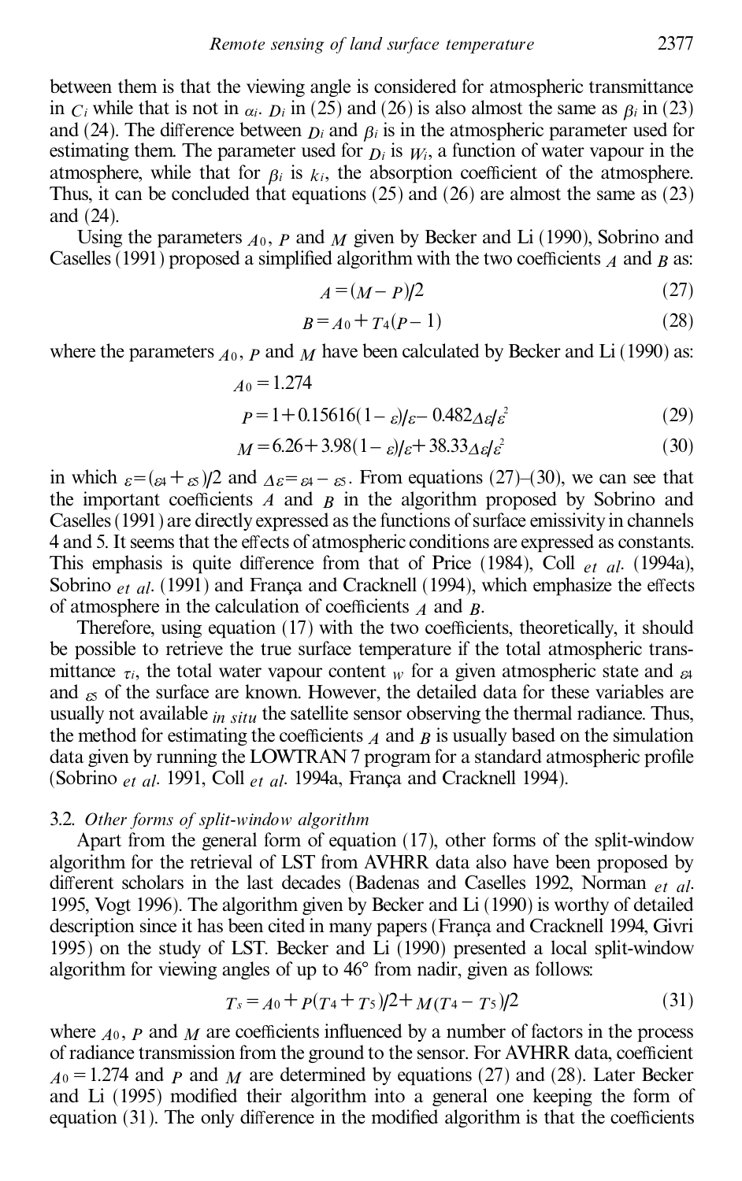between them is that the viewing angle is considered for atmospheric transmittance in $C_i$ while that is not in $\alpha_i$. $D_i$ in (25) and (26) is also almost the same as $\beta_i$ in (23) and (24). The difference between $D_i$ and $\beta_i$ is in the atmospheric parameter used for estimating them. The parameter used for $D_i$ is $W_i$, a function of water vapour in the atmosphere, while that for $\beta_i$ is $k_i$, the absorption coefficient of the atmosphere. Thus, it can be concluded that equations (25) and (26) are almost the same as (23) and (24).

Using the parameters $A_0$, $P$ and $M$ given by Becker and Li (1990), Sobrino and Caselles (1991) proposed a simplified algorithm with the two coefficients $A$ and $B$ as:

$$A = (M - P)/2 \tag{27}$$

$$B = A_0 + T_4(P - 1) \tag{28}$$

where the parameters $A_0$, $P$ and $M$ have been calculated by Becker and Li (1990) as:

$$A_0 = 1.274$$

$$P = 1 + 0.15616(1 - \varepsilon)/\varepsilon - 0.482\Delta\varepsilon/\varepsilon^2 \tag{29}$$

$$M = 6.26 + 3.98(1 - \varepsilon)/\varepsilon + 38.33\Delta\varepsilon/\varepsilon^2 \tag{30}$$

in which $\varepsilon = (\varepsilon_4 + \varepsilon_5)/2$ and $\Delta\varepsilon = \varepsilon_4 - \varepsilon_5$. From equations (27)–(30), we can see that the important coefficients $A$ and $B$ in the algorithm proposed by Sobrino and Caselles (1991) are directly expressed as the functions of surface emissivity in channels 4 and 5. It seems that the effects of atmospheric conditions are expressed as constants. This emphasis is quite difference from that of Price (1984), Coll *et al.* (1994a), Sobrino *et al.* (1991) and França and Cracknell (1994), which emphasize the effects of atmosphere in the calculation of coefficients $A$ and $B$.

Therefore, using equation (17) with the two coefficients, theoretically, it should be possible to retrieve the true surface temperature if the total atmospheric transmittance $\tau_i$, the total water vapour content $w$ for a given atmospheric state and $\varepsilon_4$ and $\varepsilon_5$ of the surface are known. However, the detailed data for these variables are usually not available *in situ* the satellite sensor observing the thermal radiance. Thus, the method for estimating the coefficients $A$ and $B$ is usually based on the simulation data given by running the LOWTRAN 7 program for a standard atmospheric profile (Sobrino *et al.* 1991, Coll *et al.* 1994a, França and Cracknell 1994).

### 3.2. *Other forms of split-window algorithm*

Apart from the general form of equation (17), other forms of the split-window algorithm for the retrieval of LST from AVHRR data also have been proposed by different scholars in the last decades (Badenas and Caselles 1992, Norman *et al.* 1995, Vogt 1996). The algorithm given by Becker and Li (1990) is worthy of detailed description since it has been cited in many papers (França and Cracknell 1994, Givri 1995) on the study of LST. Becker and Li (1990) presented a local split-window algorithm for viewing angles of up to 46° from nadir, given as follows:

$$T_s = A_0 + P(T_4 + T_5)/2 + M(T_4 - T_5)/2 \tag{31}$$

where $A_0$, $P$ and $M$ are coefficients influenced by a number of factors in the process of radiance transmission from the ground to the sensor. For AVHRR data, coefficient $A_0 = 1.274$ and $P$ and $M$ are determined by equations (27) and (28). Later Becker and Li (1995) modified their algorithm into a general one keeping the form of equation (31). The only difference in the modified algorithm is that the coefficients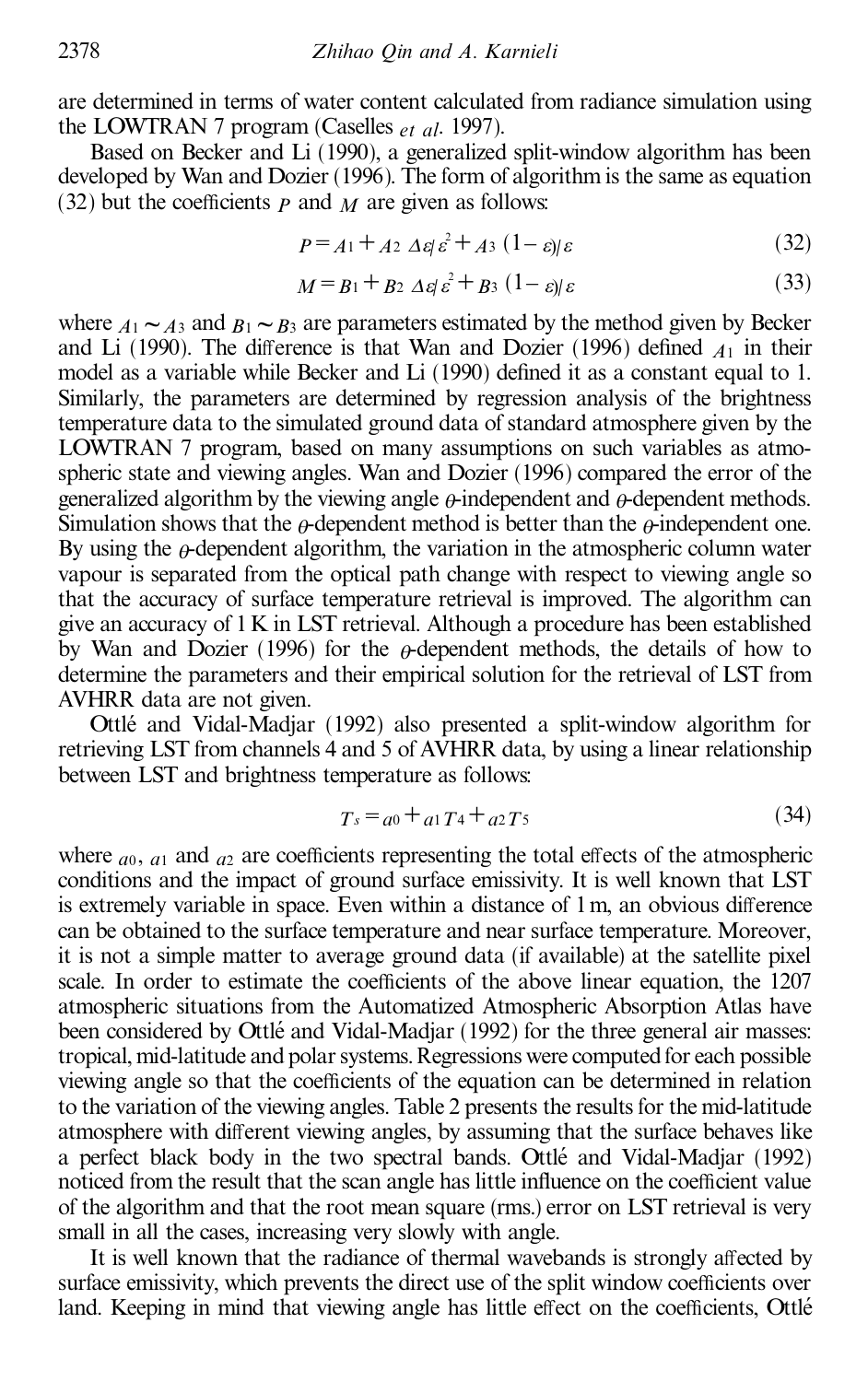are determined in terms of water content calculated from radiance simulation using the LOWTRAN 7 program (Caselles *et al.* 1997).

Based on Becker and Li (1990), a generalized split-window algorithm has been developed by Wan and Dozier (1996). The form of algorithm is the same as equation (32) but the coefficients $P$ and $M$ are given as follows:

$$P = A_1 + A_2\ \Delta\varepsilon/\varepsilon^2 + A_3\ (1-\varepsilon)/\varepsilon \tag{32}$$

$$M = B_1 + B_2\ \Delta\varepsilon/\varepsilon^2 + B_3\ (1-\varepsilon)/\varepsilon \tag{33}$$

where $A_1 \sim A_3$ and $B_1 \sim B_3$ are parameters estimated by the method given by Becker and Li (1990). The difference is that Wan and Dozier (1996) defined $A_1$ in their model as a variable while Becker and Li (1990) defined it as a constant equal to 1. Similarly, the parameters are determined by regression analysis of the brightness temperature data to the simulated ground data of standard atmosphere given by the LOWTRAN 7 program, based on many assumptions on such variables as atmospheric state and viewing angles. Wan and Dozier (1996) compared the error of the generalized algorithm by the viewing angle $\theta$-independent and $\theta$-dependent methods. Simulation shows that the $\theta$-dependent method is better than the $\theta$-independent one. By using the $\theta$-dependent algorithm, the variation in the atmospheric column water vapour is separated from the optical path change with respect to viewing angle so that the accuracy of surface temperature retrieval is improved. The algorithm can give an accuracy of 1 K in LST retrieval. Although a procedure has been established by Wan and Dozier (1996) for the $\theta$-dependent methods, the details of how to determine the parameters and their empirical solution for the retrieval of LST from AVHRR data are not given.

Ottlé and Vidal-Madjar (1992) also presented a split-window algorithm for retrieving LST from channels 4 and 5 of AVHRR data, by using a linear relationship between LST and brightness temperature as follows:

$$T_s = a_0 + a_1 T_4 + a_2 T_5 \tag{34}$$

where $a_0$, $a_1$ and $a_2$ are coefficients representing the total effects of the atmospheric conditions and the impact of ground surface emissivity. It is well known that LST is extremely variable in space. Even within a distance of 1 m, an obvious difference can be obtained to the surface temperature and near surface temperature. Moreover, it is not a simple matter to average ground data (if available) at the satellite pixel scale. In order to estimate the coefficients of the above linear equation, the 1207 atmospheric situations from the Automatized Atmospheric Absorption Atlas have been considered by Ottlé and Vidal-Madjar (1992) for the three general air masses: tropical, mid-latitude and polar systems. Regressions were computed for each possible viewing angle so that the coefficients of the equation can be determined in relation to the variation of the viewing angles. Table 2 presents the results for the mid-latitude atmosphere with different viewing angles, by assuming that the surface behaves like a perfect black body in the two spectral bands. Ottlé and Vidal-Madjar (1992) noticed from the result that the scan angle has little influence on the coefficient value of the algorithm and that the root mean square (rms.) error on LST retrieval is very small in all the cases, increasing very slowly with angle.

It is well known that the radiance of thermal wavebands is strongly affected by surface emissivity, which prevents the direct use of the split window coefficients over land. Keeping in mind that viewing angle has little effect on the coefficients, Ottlé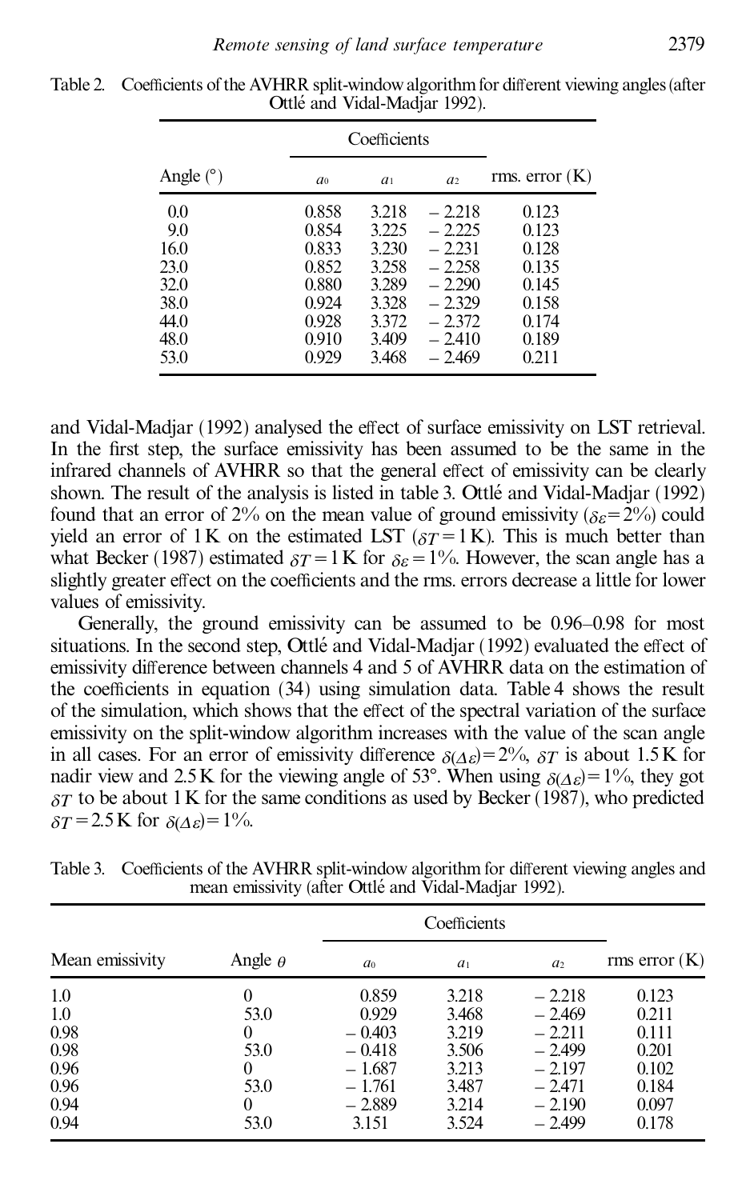Table 2. Coefficients of the AVHRR split-window algorithm for different viewing angles (after Ottlé and Vidal-Madjar 1992).

| Angle (°) | Coefficients | | | rms. error (K) |
|---|---|---|---|---|
| | $a_0$ | $a_1$ | $a_2$ | |
| 0.0 | 0.858 | 3.218 | −2.218 | 0.123 |
| 9.0 | 0.854 | 3.225 | −2.225 | 0.123 |
| 16.0 | 0.833 | 3.230 | −2.231 | 0.128 |
| 23.0 | 0.852 | 3.258 | −2.258 | 0.135 |
| 32.0 | 0.880 | 3.289 | −2.290 | 0.145 |
| 38.0 | 0.924 | 3.328 | −2.329 | 0.158 |
| 44.0 | 0.928 | 3.372 | −2.372 | 0.174 |
| 48.0 | 0.910 | 3.409 | −2.410 | 0.189 |
| 53.0 | 0.929 | 3.468 | −2.469 | 0.211 |

and Vidal-Madjar (1992) analysed the effect of surface emissivity on LST retrieval. In the first step, the surface emissivity has been assumed to be the same in the infrared channels of AVHRR so that the general effect of emissivity can be clearly shown. The result of the analysis is listed in table 3. Ottlé and Vidal-Madjar (1992) found that an error of 2% on the mean value of ground emissivity ($\delta_\varepsilon = 2\%$) could yield an error of 1 K on the estimated LST ($\delta_T = 1$ K). This is much better than what Becker (1987) estimated $\delta_T = 1$ K for $\delta_\varepsilon = 1\%$. However, the scan angle has a slightly greater effect on the coefficients and the rms. errors decrease a little for lower values of emissivity.

Generally, the ground emissivity can be assumed to be 0.96–0.98 for most situations. In the second step, Ottlé and Vidal-Madjar (1992) evaluated the effect of emissivity difference between channels 4 and 5 of AVHRR data on the estimation of the coefficients in equation (34) using simulation data. Table 4 shows the result of the simulation, which shows that the effect of the spectral variation of the surface emissivity on the split-window algorithm increases with the value of the scan angle in all cases. For an error of emissivity difference $\delta_{(\Delta\varepsilon)} = 2\%$, $\delta_T$ is about 1.5 K for nadir view and 2.5 K for the viewing angle of 53°. When using $\delta_{(\Delta\varepsilon)} = 1\%$, they got $\delta_T$ to be about 1 K for the same conditions as used by Becker (1987), who predicted $\delta_T = 2.5$ K for $\delta_{(\Delta\varepsilon)} = 1\%$.

Table 3. Coefficients of the AVHRR split-window algorithm for different viewing angles and mean emissivity (after Ottlé and Vidal-Madjar 1992).

| Mean emissivity | Angle $\theta$ | Coefficients | | | rms error (K) |
|---|---|---|---|---|---|
| | | $a_0$ | $a_1$ | $a_2$ | |
| 1.0 | 0 | 0.859 | 3.218 | −2.218 | 0.123 |
| 1.0 | 53.0 | 0.929 | 3.468 | −2.469 | 0.211 |
| 0.98 | 0 | −0.403 | 3.219 | −2.211 | 0.111 |
| 0.98 | 53.0 | −0.418 | 3.506 | −2.499 | 0.201 |
| 0.96 | 0 | −1.687 | 3.213 | −2.197 | 0.102 |
| 0.96 | 53.0 | −1.761 | 3.487 | −2.471 | 0.184 |
| 0.94 | 0 | −2.889 | 3.214 | −2.190 | 0.097 |
| 0.94 | 53.0 | 3.151 | 3.524 | −2.499 | 0.178 |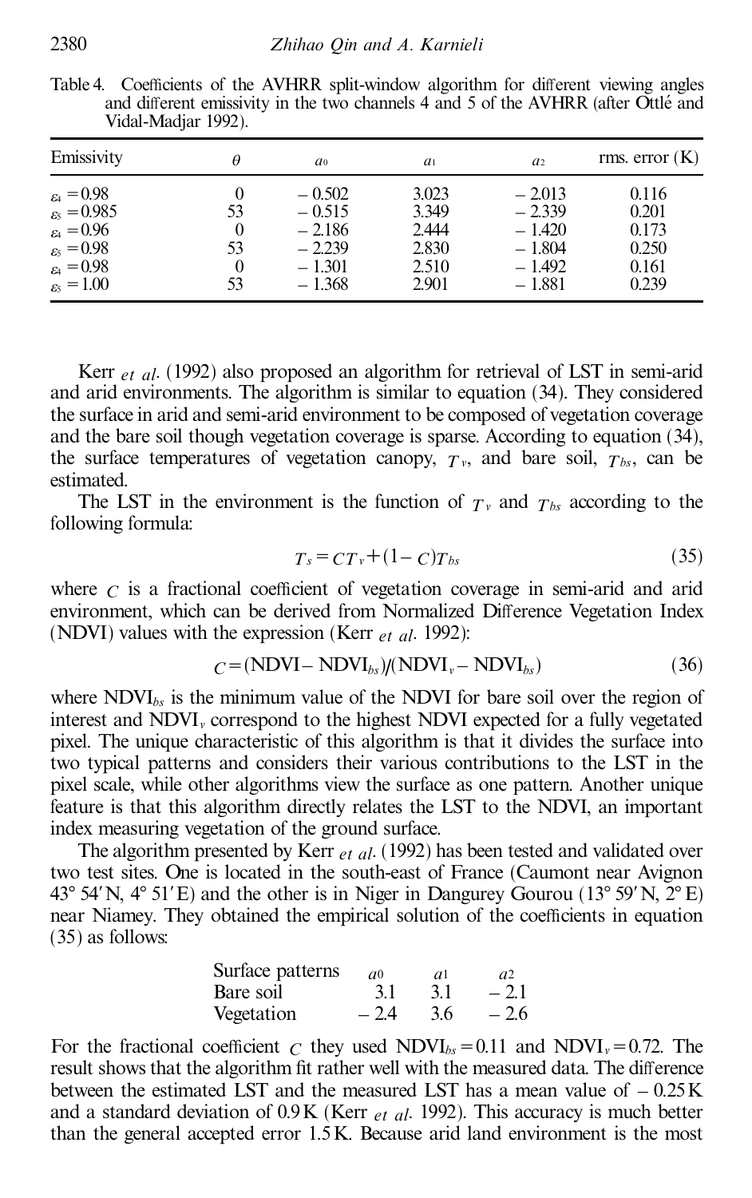Table 4. Coefficients of the AVHRR split-window algorithm for different viewing angles and different emissivity in the two channels 4 and 5 of the AVHRR (after Öttlé and Vidal-Madjar 1992).

| Emissivity | $\theta$ | $a_0$ | $a_1$ | $a_2$ | rms. error (K) |
|---|---|---|---|---|---|
| $\varepsilon_4 = 0.98$ | 0 | − 0.502 | 3.023 | − 2.013 | 0.116 |
| $\varepsilon_5 = 0.985$ | 53 | − 0.515 | 3.349 | − 2.339 | 0.201 |
| $\varepsilon_4 = 0.96$ | 0 | − 2.186 | 2.444 | − 1.420 | 0.173 |
| $\varepsilon_5 = 0.98$ | 53 | − 2.239 | 2.830 | − 1.804 | 0.250 |
| $\varepsilon_4 = 0.98$ | 0 | − 1.301 | 2.510 | − 1.492 | 0.161 |
| $\varepsilon_5 = 1.00$ | 53 | − 1.368 | 2.901 | − 1.881 | 0.239 |

Kerr *et al*. (1992) also proposed an algorithm for retrieval of LST in semi-arid and arid environments. The algorithm is similar to equation (34). They considered the surface in arid and semi-arid environment to be composed of vegetation coverage and the bare soil though vegetation coverage is sparse. According to equation (34), the surface temperatures of vegetation canopy, $T_v$, and bare soil, $T_{bs}$, can be estimated.

The LST in the environment is the function of $T_v$ and $T_{bs}$ according to the following formula:

$$T_s = CT_v + (1 - C)T_{bs} \tag{35}$$

where $C$ is a fractional coefficient of vegetation coverage in semi-arid and arid environment, which can be derived from Normalized Difference Vegetation Index (NDVI) values with the expression (Kerr *et al*. 1992):

$$C = (\text{NDVI} - \text{NDVI}_{bs})/(\text{NDVI}_v - \text{NDVI}_{bs}) \tag{36}$$

where $\text{NDVI}_{bs}$ is the minimum value of the NDVI for bare soil over the region of interest and $\text{NDVI}_v$ correspond to the highest NDVI expected for a fully vegetated pixel. The unique characteristic of this algorithm is that it divides the surface into two typical patterns and considers their various contributions to the LST in the pixel scale, while other algorithms view the surface as one pattern. Another unique feature is that this algorithm directly relates the LST to the NDVI, an important index measuring vegetation of the ground surface.

The algorithm presented by Kerr *et al*. (1992) has been tested and validated over two test sites. One is located in the south-east of France (Caumont near Avignon 43° 54′ N, 4° 51′ E) and the other is in Niger in Dangurey Gourou (13° 59′ N, 2° E) near Niamey. They obtained the empirical solution of the coefficients in equation (35) as follows:

| Surface patterns | $a_0$ | $a_1$ | $a_2$ |
|---|---|---|---|
| Bare soil | 3.1 | 3.1 | − 2.1 |
| Vegetation | − 2.4 | 3.6 | − 2.6 |

For the fractional coefficient $C$ they used $\text{NDVI}_{bs} = 0.11$ and $\text{NDVI}_v = 0.72$. The result shows that the algorithm fit rather well with the measured data. The difference between the estimated LST and the measured LST has a mean value of − 0.25 K and a standard deviation of 0.9 K (Kerr *et al*. 1992). This accuracy is much better than the general accepted error 1.5 K. Because arid land environment is the most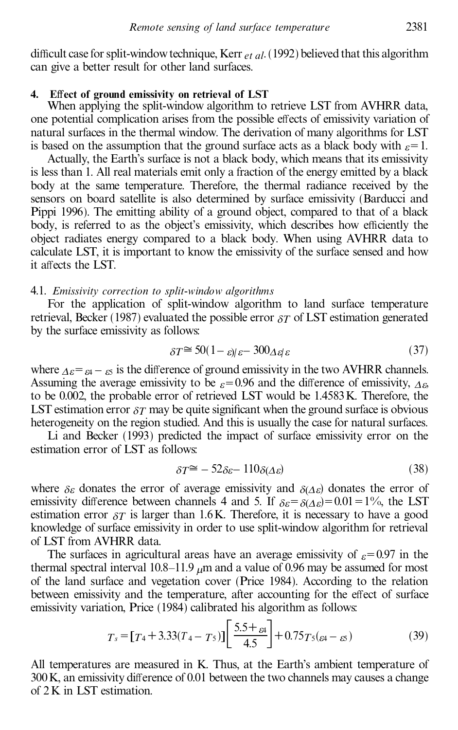difficult case for split-window technique, Kerr *et al*. (1992) believed that this algorithm can give a better result for other land surfaces.

## 4. Effect of ground emissivity on retrieval of LST

When applying the split-window algorithm to retrieve LST from AVHRR data, one potential complication arises from the possible effects of emissivity variation of natural surfaces in the thermal window. The derivation of many algorithms for LST is based on the assumption that the ground surface acts as a black body with $\varepsilon = 1$.

Actually, the Earth's surface is not a black body, which means that its emissivity is less than 1. All real materials emit only a fraction of the energy emitted by a black body at the same temperature. Therefore, the thermal radiance received by the sensors on board satellite is also determined by surface emissivity (Barducci and Pippi 1996). The emitting ability of a ground object, compared to that of a black body, is referred to as the object's emissivity, which describes how efficiently the object radiates energy compared to a black body. When using AVHRR data to calculate LST, it is important to know the emissivity of the surface sensed and how it affects the LST.

### 4.1. *Emissivity correction to split-window algorithms*

For the application of split-window algorithm to land surface temperature retrieval, Becker (1987) evaluated the possible error $\delta T$ of LST estimation generated by the surface emissivity as follows:

$$\delta T \cong 50(1 - \varepsilon)/\varepsilon - 300\Delta\varepsilon/\varepsilon \tag{37}$$

where $\Delta\varepsilon = \varepsilon_4 - \varepsilon_5$ is the difference of ground emissivity in the two AVHRR channels. Assuming the average emissivity to be $\varepsilon = 0.96$ and the difference of emissivity, $\Delta\varepsilon$, to be 0.002, the probable error of retrieved LST would be 1.4583 K. Therefore, the LST estimation error $\delta T$ may be quite significant when the ground surface is obvious heterogeneity on the region studied. And this is usually the case for natural surfaces.

Li and Becker (1993) predicted the impact of surface emissivity error on the estimation error of LST as follows:

$$\delta T \cong -52\delta\varepsilon - 110\delta(\Delta\varepsilon) \tag{38}$$

where $\delta\varepsilon$ donates the error of average emissivity and $\delta(\Delta\varepsilon)$ donates the error of emissivity difference between channels 4 and 5. If $\delta\varepsilon = \delta(\Delta\varepsilon) = 0.01 = 1\%$, the LST estimation error $\delta T$ is larger than 1.6 K. Therefore, it is necessary to have a good knowledge of surface emissivity in order to use split-window algorithm for retrieval of LST from AVHRR data.

The surfaces in agricultural areas have an average emissivity of $\varepsilon = 0.97$ in the thermal spectral interval 10.8–11.9 $\mu$m and a value of 0.96 may be assumed for most of the land surface and vegetation cover (Price 1984). According to the relation between emissivity and the temperature, after accounting for the effect of surface emissivity variation, Price (1984) calibrated his algorithm as follows:

$$T_s = [T_4 + 3.33(T_4 - T_5)]\left[\frac{5.5 + \varepsilon_4}{4.5}\right] + 0.75T_5(\varepsilon_4 - \varepsilon_5) \tag{39}$$

All temperatures are measured in K. Thus, at the Earth's ambient temperature of 300 K, an emissivity difference of 0.01 between the two channels may causes a change of 2 K in LST estimation.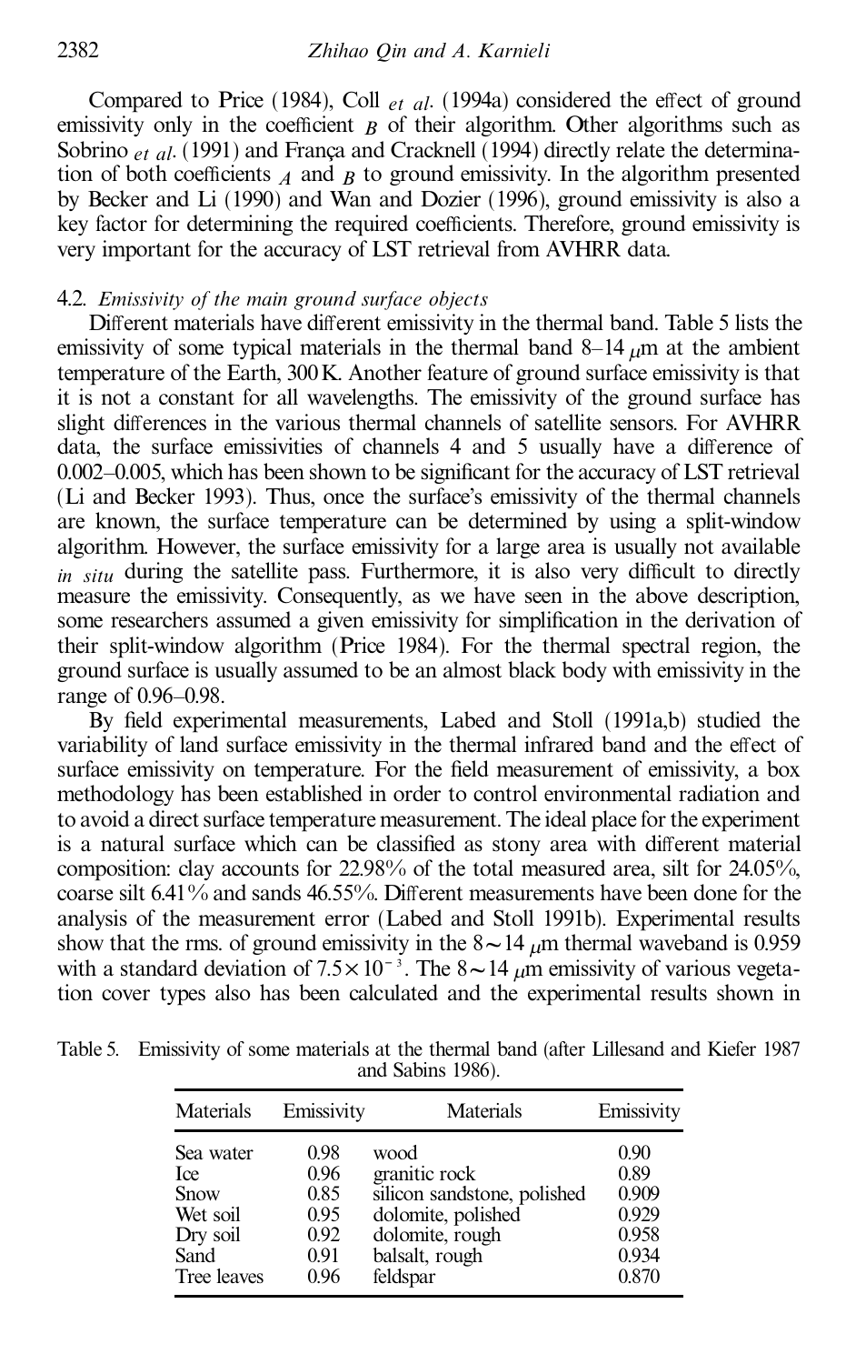Compared to Price (1984), Coll *et al.* (1994a) considered the effect of ground emissivity only in the coefficient $B$ of their algorithm. Other algorithms such as Sobrino *et al.* (1991) and França and Cracknell (1994) directly relate the determination of both coefficients $A$ and $B$ to ground emissivity. In the algorithm presented by Becker and Li (1990) and Wan and Dozier (1996), ground emissivity is also a key factor for determining the required coefficients. Therefore, ground emissivity is very important for the accuracy of LST retrieval from AVHRR data.

### 4.2. *Emissivity of the main ground surface objects*

Different materials have different emissivity in the thermal band. Table 5 lists the emissivity of some typical materials in the thermal band 8–14 $\mu$m at the ambient temperature of the Earth, 300 K. Another feature of ground surface emissivity is that it is not a constant for all wavelengths. The emissivity of the ground surface has slight differences in the various thermal channels of satellite sensors. For AVHRR data, the surface emissivities of channels 4 and 5 usually have a difference of 0.002–0.005, which has been shown to be significant for the accuracy of LST retrieval (Li and Becker 1993). Thus, once the surface's emissivity of the thermal channels are known, the surface temperature can be determined by using a split-window algorithm. However, the surface emissivity for a large area is usually not available *in situ* during the satellite pass. Furthermore, it is also very difficult to directly measure the emissivity. Consequently, as we have seen in the above description, some researchers assumed a given emissivity for simplification in the derivation of their split-window algorithm (Price 1984). For the thermal spectral region, the ground surface is usually assumed to be an almost black body with emissivity in the range of 0.96–0.98.

By field experimental measurements, Labed and Stoll (1991a,b) studied the variability of land surface emissivity in the thermal infrared band and the effect of surface emissivity on temperature. For the field measurement of emissivity, a box methodology has been established in order to control environmental radiation and to avoid a direct surface temperature measurement. The ideal place for the experiment is a natural surface which can be classified as stony area with different material composition: clay accounts for 22.98% of the total measured area, silt for 24.05%, coarse silt 6.41% and sands 46.55%. Different measurements have been done for the analysis of the measurement error (Labed and Stoll 1991b). Experimental results show that the rms. of ground emissivity in the $8\sim14$ $\mu$m thermal waveband is 0.959 with a standard deviation of $7.5\times10^{-3}$. The $8\sim14$ $\mu$m emissivity of various vegetation cover types also has been calculated and the experimental results shown in

Table 5. Emissivity of some materials at the thermal band (after Lillesand and Kiefer 1987 and Sabins 1986).

| Materials | Emissivity | Materials | Emissivity |
|---|---|---|---|
| Sea water | 0.98 | wood | 0.90 |
| Ice | 0.96 | granitic rock | 0.89 |
| Snow | 0.85 | silicon sandstone, polished | 0.909 |
| Wet soil | 0.95 | dolomite, polished | 0.929 |
| Dry soil | 0.92 | dolomite, rough | 0.958 |
| Sand | 0.91 | balsalt, rough | 0.934 |
| Tree leaves | 0.96 | feldspar | 0.870 |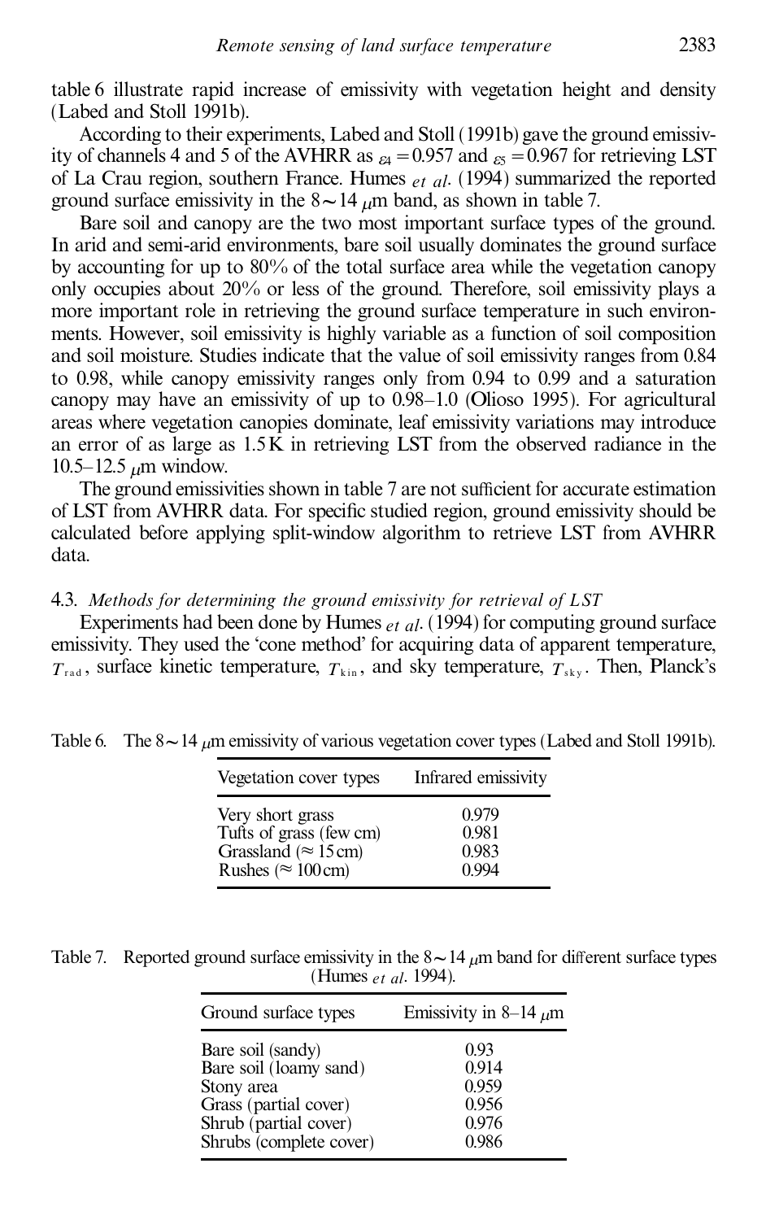table 6 illustrate rapid increase of emissivity with vegetation height and density (Labed and Stoll 1991b).

According to their experiments, Labed and Stoll (1991b) gave the ground emissivity of channels 4 and 5 of the AVHRR as $\varepsilon_4 = 0.957$ and $\varepsilon_5 = 0.967$ for retrieving LST of La Crau region, southern France. Humes *et al*. (1994) summarized the reported ground surface emissivity in the $8 \sim 14\,\mu$m band, as shown in table 7.

Bare soil and canopy are the two most important surface types of the ground. In arid and semi-arid environments, bare soil usually dominates the ground surface by accounting for up to 80% of the total surface area while the vegetation canopy only occupies about 20% or less of the ground. Therefore, soil emissivity plays a more important role in retrieving the ground surface temperature in such environments. However, soil emissivity is highly variable as a function of soil composition and soil moisture. Studies indicate that the value of soil emissivity ranges from 0.84 to 0.98, while canopy emissivity ranges only from 0.94 to 0.99 and a saturation canopy may have an emissivity of up to 0.98–1.0 (Olioso 1995). For agricultural areas where vegetation canopies dominate, leaf emissivity variations may introduce an error of as large as 1.5 K in retrieving LST from the observed radiance in the 10.5–12.5 $\mu$m window.

The ground emissivities shown in table 7 are not sufficient for accurate estimation of LST from AVHRR data. For specific studied region, ground emissivity should be calculated before applying split-window algorithm to retrieve LST from AVHRR data.

### 4.3. *Methods for determining the ground emissivity for retrieval of LST*

Experiments had been done by Humes *et al*. (1994) for computing ground surface emissivity. They used the 'cone method' for acquiring data of apparent temperature, $T_{rad}$, surface kinetic temperature, $T_{kin}$, and sky temperature, $T_{sky}$. Then, Planck's

Table 6. The $8 \sim 14\,\mu$m emissivity of various vegetation cover types (Labed and Stoll 1991b).

| Vegetation cover types | Infrared emissivity |
|---|---|
| Very short grass | 0.979 |
| Tufts of grass (few cm) | 0.981 |
| Grassland (≈ 15 cm) | 0.983 |
| Rushes (≈ 100 cm) | 0.994 |

Table 7. Reported ground surface emissivity in the $8 \sim 14\,\mu$m band for different surface types (Humes *et al*. 1994).

| Ground surface types | Emissivity in 8–14 $\mu$m |
|---|---|
| Bare soil (sandy) | 0.93 |
| Bare soil (loamy sand) | 0.914 |
| Stony area | 0.959 |
| Grass (partial cover) | 0.956 |
| Shrub (partial cover) | 0.976 |
| Shrubs (complete cover) | 0.986 |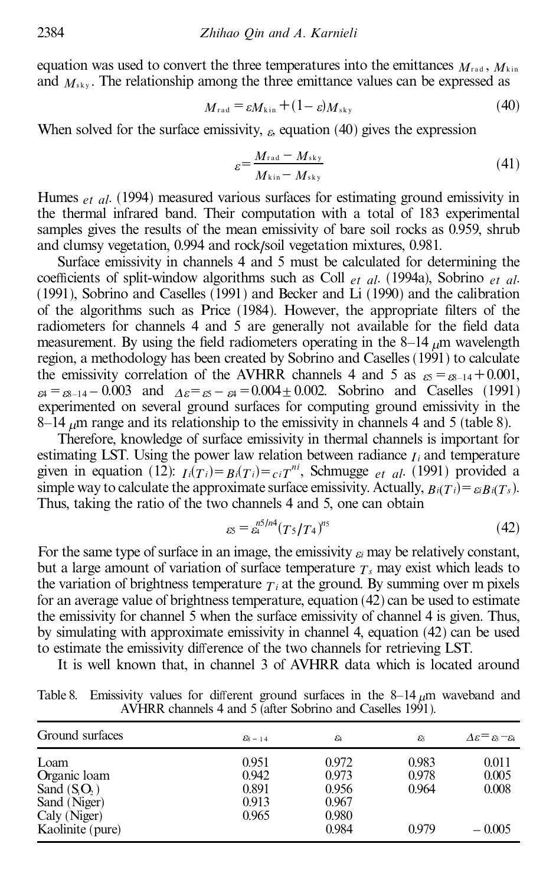equation was used to convert the three temperatures into the emittances $M_{rad}$, $M_{kin}$ and $M_{sky}$. The relationship among the three emittance values can be expressed as

$$M_{rad} = \varepsilon M_{kin} + (1 - \varepsilon) M_{sky} \tag{40}$$

When solved for the surface emissivity, $\varepsilon$, equation (40) gives the expression

$$\varepsilon = \frac{M_{rad} - M_{sky}}{M_{kin} - M_{sky}} \tag{41}$$

Humes *et al.* (1994) measured various surfaces for estimating ground emissivity in the thermal infrared band. Their computation with a total of 183 experimental samples gives the results of the mean emissivity of bare soil rocks as 0.959, shrub and clumsy vegetation, 0.994 and rock/soil vegetation mixtures, 0.981.

Surface emissivity in channels 4 and 5 must be calculated for determining the coefficients of split-window algorithms such as Coll *et al.* (1994a), Sobrino *et al.* (1991), Sobrino and Caselles (1991) and Becker and Li (1990) and the calibration of the algorithms such as Price (1984). However, the appropriate filters of the radiometers for channels 4 and 5 are generally not available for the field data measurement. By using the field radiometers operating in the 8–14 $\mu$m wavelength region, a methodology has been created by Sobrino and Caselles (1991) to calculate the emissivity correlation of the AVHRR channels 4 and 5 as $\varepsilon_5 = \varepsilon_{8-14} + 0.001$, $\varepsilon_4 = \varepsilon_{8-14} - 0.003$ and $\Delta\varepsilon = \varepsilon_5 - \varepsilon_4 = 0.004 \pm 0.002$. Sobrino and Caselles (1991) experimented on several ground surfaces for computing ground emissivity in the 8–14 $\mu$m range and its relationship to the emissivity in channels 4 and 5 (table 8).

Therefore, knowledge of surface emissivity in thermal channels is important for estimating LST. Using the power law relation between radiance $I_i$ and temperature given in equation (12): $I_i(T_i) = B_i(T_i) = c_i T^{n_i}$, Schmugge *et al.* (1991) provided a simple way to calculate the approximate surface emissivity. Actually, $B_i(T_i) = \varepsilon_i B_i(T_s)$. Thus, taking the ratio of the two channels 4 and 5, one can obtain

$$\varepsilon_5 = \varepsilon_4^{n5/n4} (T_5/T_4)^{n5} \tag{42}$$

For the same type of surface in an image, the emissivity $\varepsilon_i$ may be relatively constant, but a large amount of variation of surface temperature $T_s$ may exist which leads to the variation of brightness temperature $T_i$ at the ground. By summing over m pixels for an average value of brightness temperature, equation (42) can be used to estimate the emissivity for channel 5 when the surface emissivity of channel 4 is given. Thus, by simulating with approximate emissivity in channel 4, equation (42) can be used to estimate the emissivity difference of the two channels for retrieving LST.

It is well known that, in channel 3 of AVHRR data which is located around

Table 8. Emissivity values for different ground surfaces in the 8–14 $\mu$m waveband and AVHRR channels 4 and 5 (after Sobrino and Caselles 1991).

| Ground surfaces | $\varepsilon_{8-14}$ | $\varepsilon_4$ | $\varepsilon_5$ | $\Delta\varepsilon = \varepsilon_5 - \varepsilon_4$ |
|---|---|---|---|---|
| Loam | 0.951 | 0.972 | 0.983 | 0.011 |
| Organic loam | 0.942 | 0.973 | 0.978 | 0.005 |
| Sand ($SiO_2$) | 0.891 | 0.956 | 0.964 | 0.008 |
| Sand (Niger) | 0.913 | 0.967 | | |
| Caly (Niger) | 0.965 | 0.980 | | |
| Kaolinite (pure) | | 0.984 | 0.979 | −0.005 |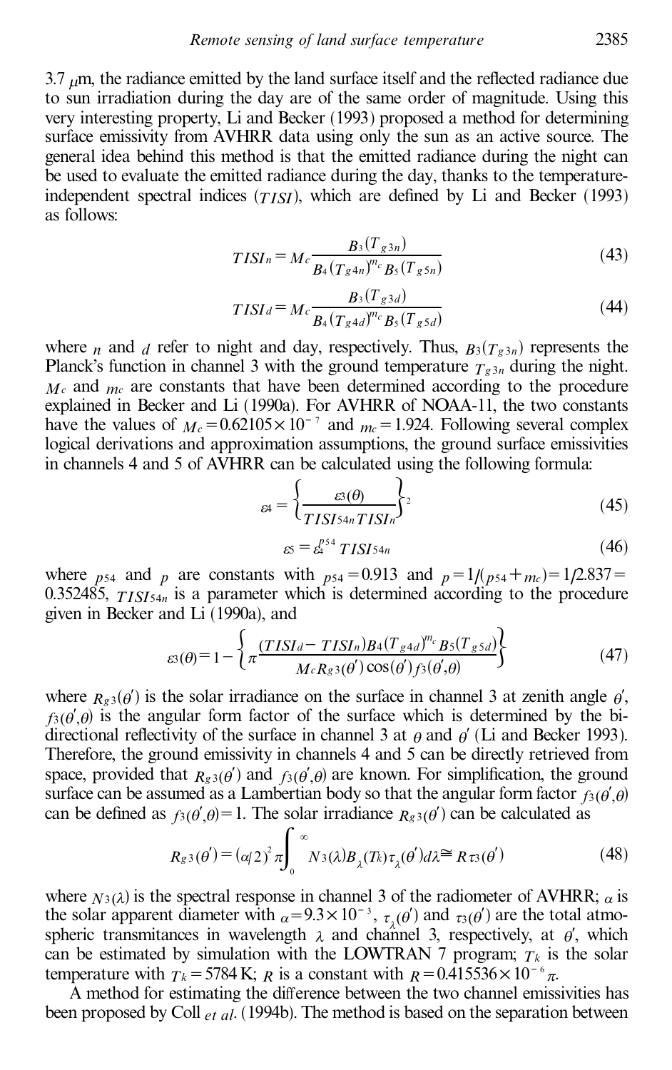3.7 μm, the radiance emitted by the land surface itself and the reflected radiance due to sun irradiation during the day are of the same order of magnitude. Using this very interesting property, Li and Becker (1993) proposed a method for determining surface emissivity from AVHRR data using only the sun as an active source. The general idea behind this method is that the emitted radiance during the night can be used to evaluate the emitted radiance during the day, thanks to the temperature-independent spectral indices ($TISI$), which are defined by Li and Becker (1993) as follows:

$$TISI_n = M_c \frac{B_3(T_{g3n})}{B_4(T_{g4n})^{m_c} B_5(T_{g5n})} \tag{43}$$

$$TISI_d = M_c \frac{B_3(T_{g3d})}{B_4(T_{g4d})^{m_c} B_5(T_{g5d})} \tag{44}$$

where $n$ and $d$ refer to night and day, respectively. Thus, $B_3(T_{g3n})$ represents the Planck's function in channel 3 with the ground temperature $T_{g3n}$ during the night. $M_c$ and $m_c$ are constants that have been determined according to the procedure explained in Becker and Li (1990a). For AVHRR of NOAA-11, the two constants have the values of $M_c = 0.62105 \times 10^{-7}$ and $m_c = 1.924$. Following several complex logical derivations and approximation assumptions, the ground surface emissivities in channels 4 and 5 of AVHRR can be calculated using the following formula:

$$\varepsilon_4 = \left\{ \frac{\varepsilon_3(\theta)}{TISI_{54n} TISI_n} \right\}^2 \tag{45}$$

$$\varepsilon_5 = \varepsilon_4^{p_{54}} TISI_{54n} \tag{46}$$

where $p_{54}$ and $p$ are constants with $p_{54} = 0.913$ and $p = 1/(p_{54} + m_c) = 1/2.837 = 0.352485$, $TISI_{54n}$ is a parameter which is determined according to the procedure given in Becker and Li (1990a), and

$$\varepsilon_3(\theta) = 1 - \left\{ \pi \frac{(TISI_d - TISI_n) B_4(T_{g4d})^{m_c} B_5(T_{g5d})}{M_c R_{g3}(\theta') \cos(\theta') f_3(\theta', \theta)} \right\} \tag{47}$$

where $R_{g3}(\theta')$ is the solar irradiance on the surface in channel 3 at zenith angle $\theta'$, $f_3(\theta', \theta)$ is the angular form factor of the surface which is determined by the bi-directional reflectivity of the surface in channel 3 at $\theta$ and $\theta'$ (Li and Becker 1993). Therefore, the ground emissivity in channels 4 and 5 can be directly retrieved from space, provided that $R_{g3}(\theta')$ and $f_3(\theta', \theta)$ are known. For simplification, the ground surface can be assumed as a Lambertian body so that the angular form factor $f_3(\theta', \theta)$ can be defined as $f_3(\theta', \theta) = 1$. The solar irradiance $R_{g3}(\theta')$ can be calculated as

$$R_{g3}(\theta') = (\alpha/2)^2 \pi \int_0^{\infty} N_3(\lambda) B_{\lambda}(T_k) \tau_{\lambda}(\theta') d\lambda \cong R \tau_3(\theta') \tag{48}$$

where $N_3(\lambda)$ is the spectral response in channel 3 of the radiometer of AVHRR; $\alpha$ is the solar apparent diameter with $\alpha = 9.3 \times 10^{-3}$, $\tau_{\lambda}(\theta')$ and $\tau_3(\theta')$ are the total atmospheric transmitances in wavelength $\lambda$ and channel 3, respectively, at $\theta'$, which can be estimated by simulation with the LOWTRAN 7 program; $T_k$ is the solar temperature with $T_k = 5784$ K; $R$ is a constant with $R = 0.415536 \times 10^{-6} \pi$.

A method for estimating the difference between the two channel emissivities has been proposed by Coll *et al.* (1994b). The method is based on the separation between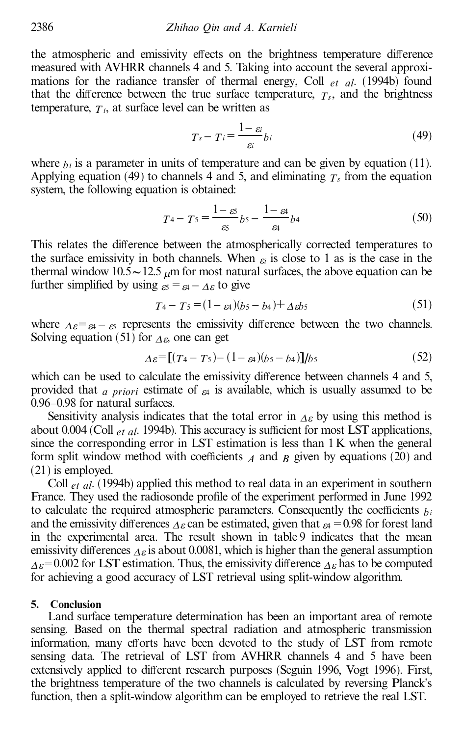the atmospheric and emissivity effects on the brightness temperature difference measured with AVHRR channels 4 and 5. Taking into account the several approximations for the radiance transfer of thermal energy, Coll *et al.* (1994b) found that the difference between the true surface temperature, $T_s$, and the brightness temperature, $T_i$, at surface level can be written as

$$T_s - T_i = \frac{1-\varepsilon_i}{\varepsilon_i} b_i \tag{49}$$

where $b_i$ is a parameter in units of temperature and can be given by equation (11). Applying equation (49) to channels 4 and 5, and eliminating $T_s$ from the equation system, the following equation is obtained:

$$T_4 - T_5 = \frac{1-\varepsilon_5}{\varepsilon_5} b_5 - \frac{1-\varepsilon_4}{\varepsilon_4} b_4 \tag{50}$$

This relates the difference between the atmospherically corrected temperatures to the surface emissivity in both channels. When $\varepsilon_i$ is close to 1 as is the case in the thermal window 10.5~12.5 $\mu$m for most natural surfaces, the above equation can be further simplified by using $\varepsilon_5 = \varepsilon_4 - \Delta\varepsilon$ to give

$$T_4 - T_5 = (1-\varepsilon_4)(b_5 - b_4) + \Delta\varepsilon b_5 \tag{51}$$

where $\Delta\varepsilon = \varepsilon_4 - \varepsilon_5$ represents the emissivity difference between the two channels. Solving equation (51) for $\Delta\varepsilon$, one can get

$$\Delta\varepsilon = [(T_4 - T_5) - (1-\varepsilon_4)(b_5 - b_4)]/b_5 \tag{52}$$

which can be used to calculate the emissivity difference between channels 4 and 5, provided that *a priori* estimate of $\varepsilon_4$ is available, which is usually assumed to be 0.96–0.98 for natural surfaces.

Sensitivity analysis indicates that the total error in $\Delta\varepsilon$ by using this method is about 0.004 (Coll *et al.* 1994b). This accuracy is sufficient for most LST applications, since the corresponding error in LST estimation is less than 1 K when the general form split window method with coefficients $A$ and $B$ given by equations (20) and (21) is employed.

Coll *et al.* (1994b) applied this method to real data in an experiment in southern France. They used the radiosonde profile of the experiment performed in June 1992 to calculate the required atmospheric parameters. Consequently the coefficients $b_i$ and the emissivity differences $\Delta\varepsilon$ can be estimated, given that $\varepsilon_4 = 0.98$ for forest land in the experimental area. The result shown in table 9 indicates that the mean emissivity differences $\Delta\varepsilon$ is about 0.0081, which is higher than the general assumption $\Delta\varepsilon = 0.002$ for LST estimation. Thus, the emissivity difference $\Delta\varepsilon$ has to be computed for achieving a good accuracy of LST retrieval using split-window algorithm.

## 5. Conclusion

Land surface temperature determination has been an important area of remote sensing. Based on the thermal spectral radiation and atmospheric transmission information, many efforts have been devoted to the study of LST from remote sensing data. The retrieval of LST from AVHRR channels 4 and 5 have been extensively applied to different research purposes (Seguin 1996, Vogt 1996). First, the brightness temperature of the two channels is calculated by reversing Planck's function, then a split-window algorithm can be employed to retrieve the real LST.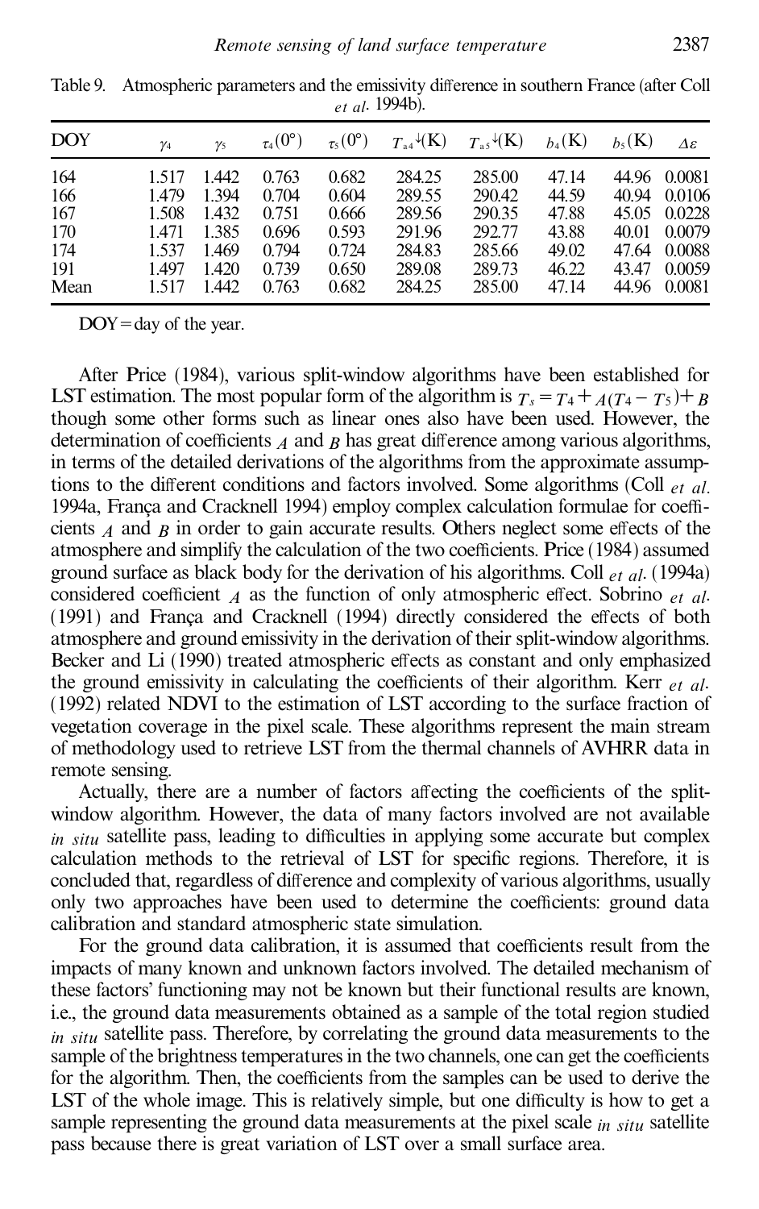Table 9. Atmospheric parameters and the emissivity difference in southern France (after Coll *et al*. 1994b).

| DOY | $\gamma_4$ | $\gamma_5$ | $\tau_4(0°)$ | $\tau_5(0°)$ | $T_{a4}{\downarrow}$(K) | $T_{a5}{\downarrow}$(K) | $b_4$(K) | $b_5$(K) | $\Delta\varepsilon$ |
|---|---|---|---|---|---|---|---|---|---|
| 164 | 1.517 | 1.442 | 0.763 | 0.682 | 284.25 | 285.00 | 47.14 | 44.96 | 0.0081 |
| 166 | 1.479 | 1.394 | 0.704 | 0.604 | 289.55 | 290.42 | 44.59 | 40.94 | 0.0106 |
| 167 | 1.508 | 1.432 | 0.751 | 0.666 | 289.56 | 290.35 | 47.88 | 45.05 | 0.0228 |
| 170 | 1.471 | 1.385 | 0.696 | 0.593 | 291.96 | 292.77 | 43.88 | 40.01 | 0.0079 |
| 174 | 1.537 | 1.469 | 0.794 | 0.724 | 284.83 | 285.66 | 49.02 | 47.64 | 0.0088 |
| 191 | 1.497 | 1.420 | 0.739 | 0.650 | 289.08 | 289.73 | 46.22 | 43.47 | 0.0059 |
| Mean | 1.517 | 1.442 | 0.763 | 0.682 | 284.25 | 285.00 | 47.14 | 44.96 | 0.0081 |

DOY = day of the year.

After Price (1984), various split-window algorithms have been established for LST estimation. The most popular form of the algorithm is $T_s = T_4 + A(T_4 - T_5) + B$ though some other forms such as linear ones also have been used. However, the determination of coefficients $A$ and $B$ has great difference among various algorithms, in terms of the detailed derivations of the algorithms from the approximate assumptions to the different conditions and factors involved. Some algorithms (Coll *et al.* 1994a, França and Cracknell 1994) employ complex calculation formulae for coefficients $A$ and $B$ in order to gain accurate results. Others neglect some effects of the atmosphere and simplify the calculation of the two coefficients. Price (1984) assumed ground surface as black body for the derivation of his algorithms. Coll *et al*. (1994a) considered coefficient $A$ as the function of only atmospheric effect. Sobrino *et al*. (1991) and França and Cracknell (1994) directly considered the effects of both atmosphere and ground emissivity in the derivation of their split-window algorithms. Becker and Li (1990) treated atmospheric effects as constant and only emphasized the ground emissivity in calculating the coefficients of their algorithm. Kerr *et al*. (1992) related NDVI to the estimation of LST according to the surface fraction of vegetation coverage in the pixel scale. These algorithms represent the main stream of methodology used to retrieve LST from the thermal channels of AVHRR data in remote sensing.

Actually, there are a number of factors affecting the coefficients of the split-window algorithm. However, the data of many factors involved are not available *in situ* satellite pass, leading to difficulties in applying some accurate but complex calculation methods to the retrieval of LST for specific regions. Therefore, it is concluded that, regardless of difference and complexity of various algorithms, usually only two approaches have been used to determine the coefficients: ground data calibration and standard atmospheric state simulation.

For the ground data calibration, it is assumed that coefficients result from the impacts of many known and unknown factors involved. The detailed mechanism of these factors' functioning may not be known but their functional results are known, i.e., the ground data measurements obtained as a sample of the total region studied *in situ* satellite pass. Therefore, by correlating the ground data measurements to the sample of the brightness temperatures in the two channels, one can get the coefficients for the algorithm. Then, the coefficients from the samples can be used to derive the LST of the whole image. This is relatively simple, but one difficulty is how to get a sample representing the ground data measurements at the pixel scale *in situ* satellite pass because there is great variation of LST over a small surface area.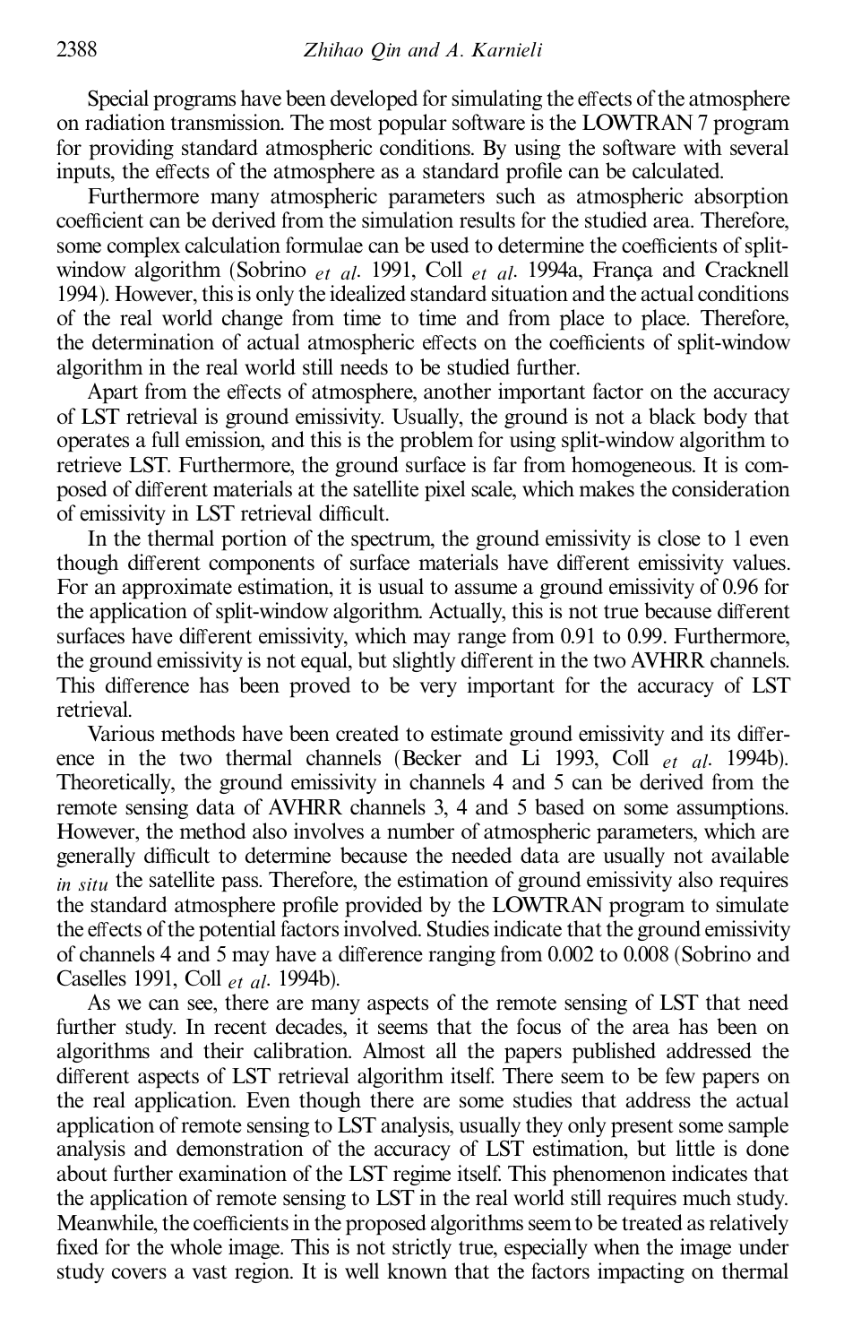Special programs have been developed for simulating the effects of the atmosphere on radiation transmission. The most popular software is the LOWTRAN 7 program for providing standard atmospheric conditions. By using the software with several inputs, the effects of the atmosphere as a standard profile can be calculated.

Furthermore many atmospheric parameters such as atmospheric absorption coefficient can be derived from the simulation results for the studied area. Therefore, some complex calculation formulae can be used to determine the coefficients of split-window algorithm (Sobrino *et al*. 1991, Coll *et al*. 1994a, França and Cracknell 1994). However, this is only the idealized standard situation and the actual conditions of the real world change from time to time and from place to place. Therefore, the determination of actual atmospheric effects on the coefficients of split-window algorithm in the real world still needs to be studied further.

Apart from the effects of atmosphere, another important factor on the accuracy of LST retrieval is ground emissivity. Usually, the ground is not a black body that operates a full emission, and this is the problem for using split-window algorithm to retrieve LST. Furthermore, the ground surface is far from homogeneous. It is composed of different materials at the satellite pixel scale, which makes the consideration of emissivity in LST retrieval difficult.

In the thermal portion of the spectrum, the ground emissivity is close to 1 even though different components of surface materials have different emissivity values. For an approximate estimation, it is usual to assume a ground emissivity of 0.96 for the application of split-window algorithm. Actually, this is not true because different surfaces have different emissivity, which may range from 0.91 to 0.99. Furthermore, the ground emissivity is not equal, but slightly different in the two AVHRR channels. This difference has been proved to be very important for the accuracy of LST retrieval.

Various methods have been created to estimate ground emissivity and its difference in the two thermal channels (Becker and Li 1993, Coll *et al*. 1994b). Theoretically, the ground emissivity in channels 4 and 5 can be derived from the remote sensing data of AVHRR channels 3, 4 and 5 based on some assumptions. However, the method also involves a number of atmospheric parameters, which are generally difficult to determine because the needed data are usually not available *in situ* the satellite pass. Therefore, the estimation of ground emissivity also requires the standard atmosphere profile provided by the LOWTRAN program to simulate the effects of the potential factors involved. Studies indicate that the ground emissivity of channels 4 and 5 may have a difference ranging from 0.002 to 0.008 (Sobrino and Caselles 1991, Coll *et al*. 1994b).

As we can see, there are many aspects of the remote sensing of LST that need further study. In recent decades, it seems that the focus of the area has been on algorithms and their calibration. Almost all the papers published addressed the different aspects of LST retrieval algorithm itself. There seem to be few papers on the real application. Even though there are some studies that address the actual application of remote sensing to LST analysis, usually they only present some sample analysis and demonstration of the accuracy of LST estimation, but little is done about further examination of the LST regime itself. This phenomenon indicates that the application of remote sensing to LST in the real world still requires much study. Meanwhile, the coefficients in the proposed algorithms seem to be treated as relatively fixed for the whole image. This is not strictly true, especially when the image under study covers a vast region. It is well known that the factors impacting on thermal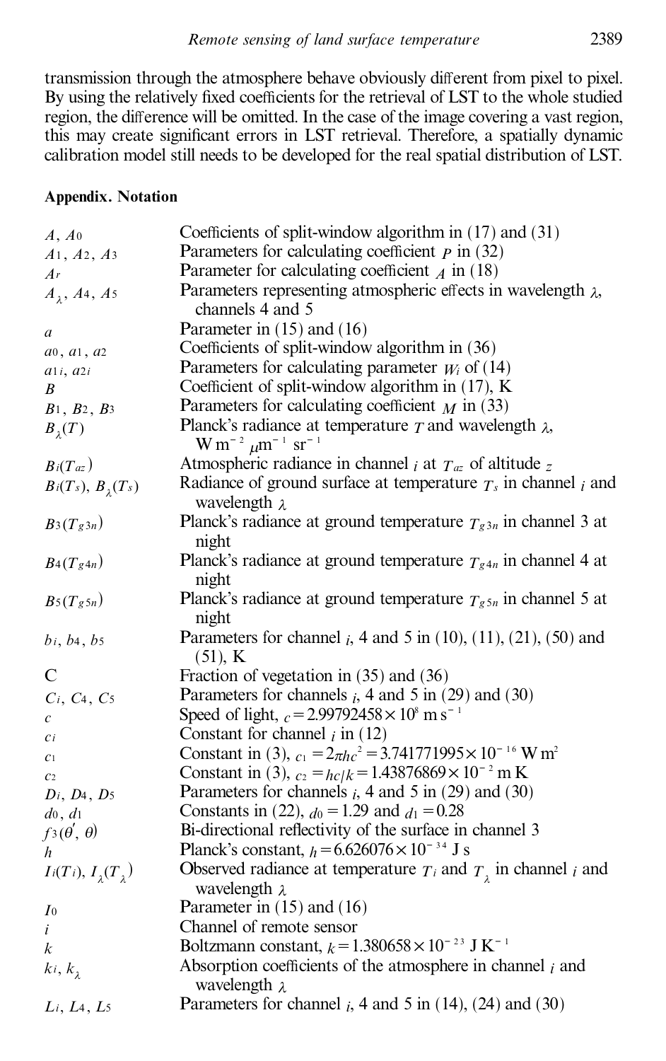transmission through the atmosphere behave obviously different from pixel to pixel. By using the relatively fixed coefficients for the retrieval of LST to the whole studied region, the difference will be omitted. In the case of the image covering a vast region, this may create significant errors in LST retrieval. Therefore, a spatially dynamic calibration model still needs to be developed for the real spatial distribution of LST.

## Appendix. Notation

| | |
|---|---|
| $A$, $A_0$ | Coefficients of split-window algorithm in (17) and (31) |
| $A_1$, $A_2$, $A_3$ | Parameters for calculating coefficient $P$ in (32) |
| $A_r$ | Parameter for calculating coefficient $A$ in (18) |
| $A_\lambda$, $A_4$, $A_5$ | Parameters representing atmospheric effects in wavelength $\lambda$, channels 4 and 5 |
| $a$ | Parameter in (15) and (16) |
| $a_0$, $a_1$, $a_2$ | Coefficients of split-window algorithm in (36) |
| $a_{1i}$, $a_{2i}$ | Parameters for calculating parameter $W_i$ of (14) |
| $B$ | Coefficient of split-window algorithm in (17), K |
| $B_1$, $B_2$, $B_3$ | Parameters for calculating coefficient $M$ in (33) |
| $B_\lambda(T)$ | Planck's radiance at temperature $T$ and wavelength $\lambda$, $\mathrm{W\,m^{-2}\,\mu m^{-1}\,sr^{-1}}$ |
| $B_i(T_{az})$ | Atmospheric radiance in channel $i$ at $T_{az}$ of altitude $z$ |
| $B_i(T_s)$, $B_\lambda(T_s)$ | Radiance of ground surface at temperature $T_s$ in channel $i$ and wavelength $\lambda$ |
| $B_3(T_{g3n})$ | Planck's radiance at ground temperature $T_{g3n}$ in channel 3 at night |
| $B_4(T_{g4n})$ | Planck's radiance at ground temperature $T_{g4n}$ in channel 4 at night |
| $B_5(T_{g5n})$ | Planck's radiance at ground temperature $T_{g5n}$ in channel 5 at night |
| $b_i$, $b_4$, $b_5$ | Parameters for channel $i$, 4 and 5 in (10), (11), (21), (50) and (51), K |
| C | Fraction of vegetation in (35) and (36) |
| $C_i$, $C_4$, $C_5$ | Parameters for channels $i$, 4 and 5 in (29) and (30) |
| $c$ | Speed of light, $c = 2.99792458 \times 10^8\ \mathrm{m\,s^{-1}}$ |
| $c_i$ | Constant for channel $i$ in (12) |
| $c_1$ | Constant in (3), $c_1 = 2\pi hc^2 = 3.741771995 \times 10^{-16}\ \mathrm{W\,m^2}$ |
| $c_2$ | Constant in (3), $c_2 = hc/k = 1.43876869 \times 10^{-2}\ \mathrm{m\,K}$ |
| $D_i$, $D_4$, $D_5$ | Parameters for channels $i$, 4 and 5 in (29) and (30) |
| $d_0$, $d_1$ | Constants in (22), $d_0 = 1.29$ and $d_1 = 0.28$ |
| $f_3(\theta', \theta)$ | Bi-directional reflectivity of the surface in channel 3 |
| $h$ | Planck's constant, $h = 6.626076 \times 10^{-34}\ \mathrm{J\,s}$ |
| $I_i(T_i)$, $I_\lambda(T_\lambda)$ | Observed radiance at temperature $T_i$ and $T_\lambda$ in channel $i$ and wavelength $\lambda$ |
| $I_0$ | Parameter in (15) and (16) |
| $i$ | Channel of remote sensor |
| $k$ | Boltzmann constant, $k = 1.380658 \times 10^{-23}\ \mathrm{J\,K^{-1}}$ |
| $k_i$, $k_\lambda$ | Absorption coefficients of the atmosphere in channel $i$ and wavelength $\lambda$ |
| $L_i$, $L_4$, $L_5$ | Parameters for channel $i$, 4 and 5 in (14), (24) and (30) |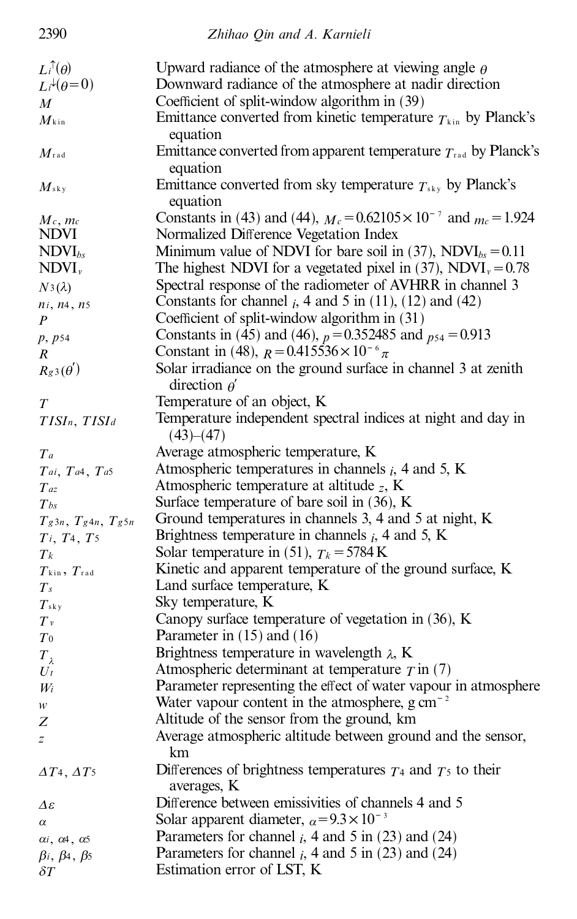| | |
|---|---|
| $L_i^{\uparrow}(\theta)$ | Upward radiance of the atmosphere at viewing angle $\theta$ |
| $L_i^{\downarrow}(\theta=0)$ | Downward radiance of the atmosphere at nadir direction |
| $M$ | Coefficient of split-window algorithm in (39) |
| $M_{\mathrm{kin}}$ | Emittance converted from kinetic temperature $T_{\mathrm{kin}}$ by Planck's equation |
| $M_{\mathrm{rad}}$ | Emittance converted from apparent temperature $T_{\mathrm{rad}}$ by Planck's equation |
| $M_{\mathrm{sky}}$ | Emittance converted from sky temperature $T_{\mathrm{sky}}$ by Planck's equation |
| $M_c$, $m_c$ | Constants in (43) and (44), $M_c=0.62105\times10^{-7}$ and $m_c=1.924$ |
| NDVI | Normalized Difference Vegetation Index |
| $\mathrm{NDVI}_{bs}$ | Minimum value of NDVI for bare soil in (37), $\mathrm{NDVI}_{bs}=0.11$ |
| $\mathrm{NDVI}_v$ | The highest NDVI for a vegetated pixel in (37), $\mathrm{NDVI}_v=0.78$ |
| $N_3(\lambda)$ | Spectral response of the radiometer of AVHRR in channel 3 |
| $n_i$, $n_4$, $n_5$ | Constants for channel $i$, 4 and 5 in (11), (12) and (42) |
| $P$ | Coefficient of split-window algorithm in (31) |
| $p$, $p_{54}$ | Constants in (45) and (46), $p=0.352485$ and $p_{54}=0.913$ |
| $R$ | Constant in (48), $R=0.415536\times10^{-6}\pi$ |
| $R_{g3}(\theta')$ | Solar irradiance on the ground surface in channel 3 at zenith direction $\theta'$ |
| $T$ | Temperature of an object, K |
| $TISI_n$, $TISI_d$ | Temperature independent spectral indices at night and day in (43)–(47) |
| $T_a$ | Average atmospheric temperature, K |
| $T_{ai}$, $T_{a4}$, $T_{a5}$ | Atmospheric temperatures in channels $i$, 4 and 5, K |
| $T_{az}$ | Atmospheric temperature at altitude $z$, K |
| $T_{bs}$ | Surface temperature of bare soil in (36), K |
| $T_{g3n}$, $T_{g4n}$, $T_{g5n}$ | Ground temperatures in channels 3, 4 and 5 at night, K |
| $T_i$, $T_4$, $T_5$ | Brightness temperature in channels $i$, 4 and 5, K |
| $T_k$ | Solar temperature in (51), $T_k=5784$ K |
| $T_{\mathrm{kin}}$, $T_{\mathrm{rad}}$ | Kinetic and apparent temperature of the ground surface, K |
| $T_s$ | Land surface temperature, K |
| $T_{\mathrm{sky}}$ | Sky temperature, K |
| $T_v$ | Canopy surface temperature of vegetation in (36), K |
| $T_0$ | Parameter in (15) and (16) |
| $T_\lambda$ | Brightness temperature in wavelength $\lambda$, K |
| $U_t$ | Atmospheric determinant at temperature $T$ in (7) |
| $W_i$ | Parameter representing the effect of water vapour in atmosphere |
| $w$ | Water vapour content in the atmosphere, g cm$^{-2}$ |
| $Z$ | Altitude of the sensor from the ground, km |
| $z$ | Average atmospheric altitude between ground and the sensor, km |
| $\Delta T_4$, $\Delta T_5$ | Differences of brightness temperatures $T_4$ and $T_5$ to their averages, K |
| $\Delta\varepsilon$ | Difference between emissivities of channels 4 and 5 |
| $\alpha$ | Solar apparent diameter, $\alpha=9.3\times10^{-3}$ |
| $\alpha_i$, $\alpha_4$, $\alpha_5$ | Parameters for channel $i$, 4 and 5 in (23) and (24) |
| $\beta_i$, $\beta_4$, $\beta_5$ | Parameters for channel $i$, 4 and 5 in (23) and (24) |
| $\delta T$ | Estimation error of LST, K |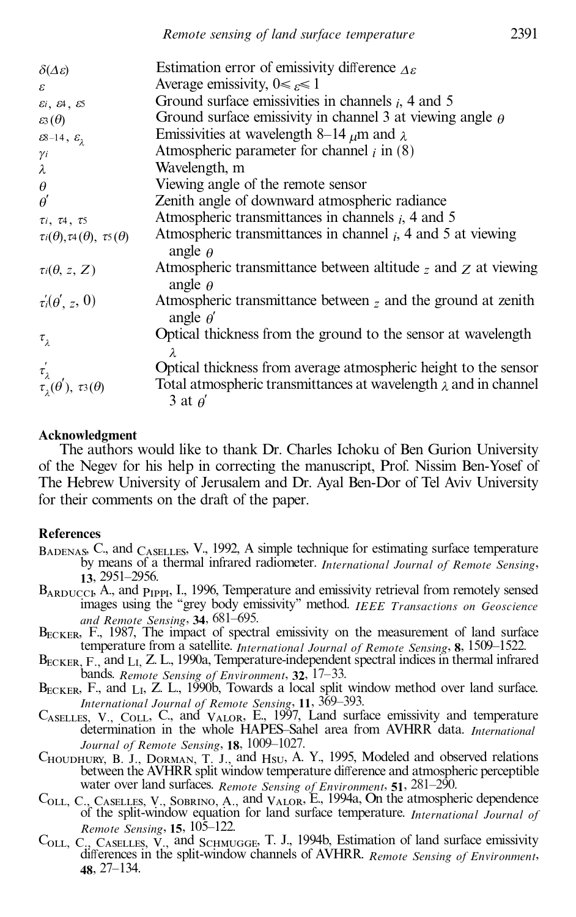| | |
|---|---|
| $\delta(\Delta\varepsilon)$ | Estimation error of emissivity difference $\Delta\varepsilon$ |
| $\varepsilon$ | Average emissivity, $0 \leqslant \varepsilon \leqslant 1$ |
| $\varepsilon_i$, $\varepsilon_4$, $\varepsilon_5$ | Ground surface emissivities in channels $i$, 4 and 5 |
| $\varepsilon_3(\theta)$ | Ground surface emissivity in channel 3 at viewing angle $\theta$ |
| $\varepsilon_{8-14}$, $\varepsilon_\lambda$ | Emissivities at wavelength 8–14 $\mu$m and $\lambda$ |
| $\gamma_i$ | Atmospheric parameter for channel $i$ in (8) |
| $\lambda$ | Wavelength, m |
| $\theta$ | Viewing angle of the remote sensor |
| $\theta'$ | Zenith angle of downward atmospheric radiance |
| $\tau_i$, $\tau_4$, $\tau_5$ | Atmospheric transmittances in channels $i$, 4 and 5 |
| $\tau_i(\theta)$, $\tau_4(\theta)$, $\tau_5(\theta)$ | Atmospheric transmittances in channel $i$, 4 and 5 at viewing angle $\theta$ |
| $\tau_i(\theta, z, Z)$ | Atmospheric transmittance between altitude $z$ and $Z$ at viewing angle $\theta$ |
| $\tau_i'(\theta', z, 0)$ | Atmospheric transmittance between $z$ and the ground at zenith angle $\theta'$ |
| $\tau_\lambda$ | Optical thickness from the ground to the sensor at wavelength $\lambda$ |
| $\tau_\lambda'$ | Optical thickness from average atmospheric height to the sensor |
| $\tau_\lambda(\theta')$, $\tau_3(\theta)$ | Total atmospheric transmittances at wavelength $\lambda$ and in channel 3 at $\theta'$ |

**Acknowledgment**

The authors would like to thank Dr. Charles Ichoku of Ben Gurion University of the Negev for his help in correcting the manuscript, Prof. Nissim Ben-Yosef of The Hebrew University of Jerusalem and Dr. Ayal Ben-Dor of Tel Aviv University for their comments on the draft of the paper.

**References**

Badenas, C., and Caselles, V., 1992, A simple technique for estimating surface temperature by means of a thermal infrared radiometer. *International Journal of Remote Sensing*, **13**, 2951–2956.

Barducci, A., and Pippi, I., 1996, Temperature and emissivity retrieval from remotely sensed images using the "grey body emissivity" method. *IEEE Transactions on Geoscience and Remote Sensing*, **34**, 681–695.

Becker, F., 1987, The impact of spectral emissivity on the measurement of land surface temperature from a satellite. *International Journal of Remote Sensing*, **8**, 1509–1522.

Becker, F., and Li, Z. L., 1990a, Temperature-independent spectral indices in thermal infrared bands. *Remote Sensing of Environment*, **32**, 17–33.

Becker, F., and Li, Z. L., 1990b, Towards a local split window method over land surface. *International Journal of Remote Sensing*, **11**, 369–393.

Caselles, V., Coll, C., and Valor, E., 1997, Land surface emissivity and temperature determination in the whole HAPES–Sahel area from AVHRR data. *International Journal of Remote Sensing*, **18**, 1009–1027.

Choudhury, B. J., Dorman, T. J., and Hsu, A. Y., 1995, Modeled and observed relations between the AVHRR split window temperature difference and atmospheric perceptible water over land surfaces. *Remote Sensing of Environment*, **51**, 281–290.

Coll, C., Caselles, V., Sobrino, A., and Valor, E., 1994a, On the atmospheric dependence of the split-window equation for land surface temperature. *International Journal of Remote Sensing*, **15**, 105–122.

Coll, C., Caselles, V., and Schmugge, T. J., 1994b, Estimation of land surface emissivity differences in the split-window channels of AVHRR. *Remote Sensing of Environment*, **48**, 27–134.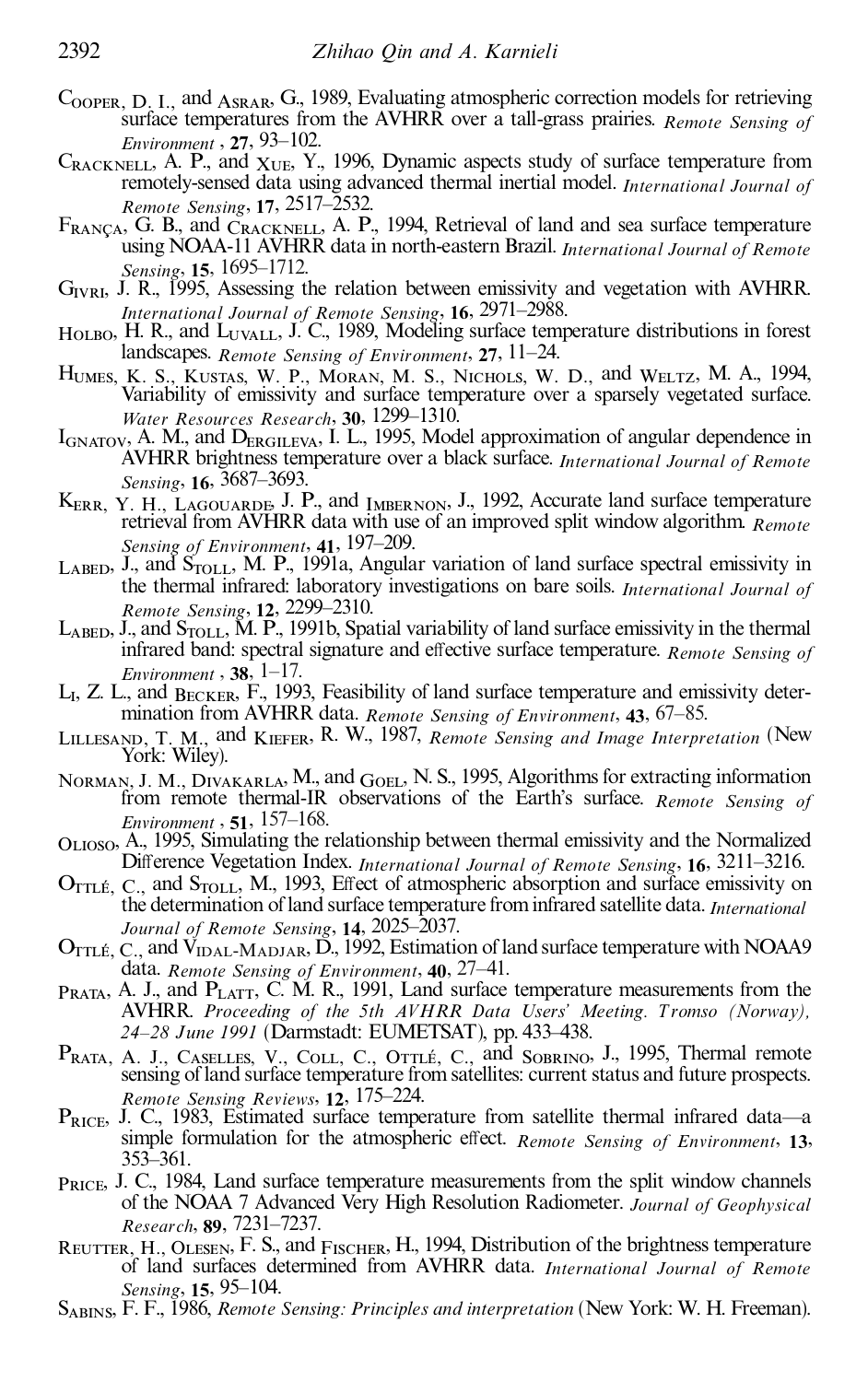Cooper, D. I., and Asrar, G., 1989, Evaluating atmospheric correction models for retrieving surface temperatures from the AVHRR over a tall-grass prairies. *Remote Sensing of Environment*, **27**, 93–102.

Cracknell, A. P., and Xue, Y., 1996, Dynamic aspects study of surface temperature from remotely-sensed data using advanced thermal inertial model. *International Journal of Remote Sensing*, **17**, 2517–2532.

França, G. B., and Cracknell, A. P., 1994, Retrieval of land and sea surface temperature using NOAA-11 AVHRR data in north-eastern Brazil. *International Journal of Remote Sensing*, **15**, 1695–1712.

Givri, J. R., 1995, Assessing the relation between emissivity and vegetation with AVHRR. *International Journal of Remote Sensing*, **16**, 2971–2988.

Holbo, H. R., and Luvall, J. C., 1989, Modeling surface temperature distributions in forest landscapes. *Remote Sensing of Environment*, **27**, 11–24.

Humes, K. S., Kustas, W. P., Moran, M. S., Nichols, W. D., and Weltz, M. A., 1994, Variability of emissivity and surface temperature over a sparsely vegetated surface. *Water Resources Research*, **30**, 1299–1310.

Ignatov, A. M., and Dergileva, I. L., 1995, Model approximation of angular dependence in AVHRR brightness temperature over a black surface. *International Journal of Remote Sensing*, **16**, 3687–3693.

Kerr, Y. H., Lagouarde, J. P., and Imbernon, J., 1992, Accurate land surface temperature retrieval from AVHRR data with use of an improved split window algorithm. *Remote Sensing of Environment*, **41**, 197–209.

Labed, J., and Stoll, M. P., 1991a, Angular variation of land surface spectral emissivity in the thermal infrared: laboratory investigations on bare soils. *International Journal of Remote Sensing*, **12**, 2299–2310.

Labed, J., and Stoll, M. P., 1991b, Spatial variability of land surface emissivity in the thermal infrared band: spectral signature and effective surface temperature. *Remote Sensing of Environment*, **38**, 1–17.

Li, Z. L., and Becker, F., 1993, Feasibility of land surface temperature and emissivity determination from AVHRR data. *Remote Sensing of Environment*, **43**, 67–85.

Lillesand, T. M., and Kiefer, R. W., 1987, *Remote Sensing and Image Interpretation* (New York: Wiley).

Norman, J. M., Divakarla, M., and Goel, N. S., 1995, Algorithms for extracting information from remote thermal-IR observations of the Earth's surface. *Remote Sensing of Environment*, **51**, 157–168.

Olioso, A., 1995, Simulating the relationship between thermal emissivity and the Normalized Difference Vegetation Index. *International Journal of Remote Sensing*, **16**, 3211–3216.

Ottlé, C., and Stoll, M., 1993, Effect of atmospheric absorption and surface emissivity on the determination of land surface temperature from infrared satellite data. *International Journal of Remote Sensing*, **14**, 2025–2037.

Ottlé, C., and Vidal-Madjar, D., 1992, Estimation of land surface temperature with NOAA9 data. *Remote Sensing of Environment*, **40**, 27–41.

Prata, A. J., and Platt, C. M. R., 1991, Land surface temperature measurements from the AVHRR. *Proceeding of the 5th AVHRR Data Users' Meeting. Tromso (Norway), 24–28 June 1991* (Darmstadt: EUMETSAT), pp. 433–438.

Prata, A. J., Caselles, V., Coll, C., Ottlé, C., and Sobrino, J., 1995, Thermal remote sensing of land surface temperature from satellites: current status and future prospects. *Remote Sensing Reviews*, **12**, 175–224.

Price, J. C., 1983, Estimated surface temperature from satellite thermal infrared data—a simple formulation for the atmospheric effect. *Remote Sensing of Environment*, **13**, 353–361.

Price, J. C., 1984, Land surface temperature measurements from the split window channels of the NOAA 7 Advanced Very High Resolution Radiometer. *Journal of Geophysical Research*, **89**, 7231–7237.

Reutter, H., Olesen, F. S., and Fischer, H., 1994, Distribution of the brightness temperature of land surfaces determined from AVHRR data. *International Journal of Remote Sensing*, **15**, 95–104.

Sabins, F. F., 1986, *Remote Sensing: Principles and interpretation* (New York: W. H. Freeman).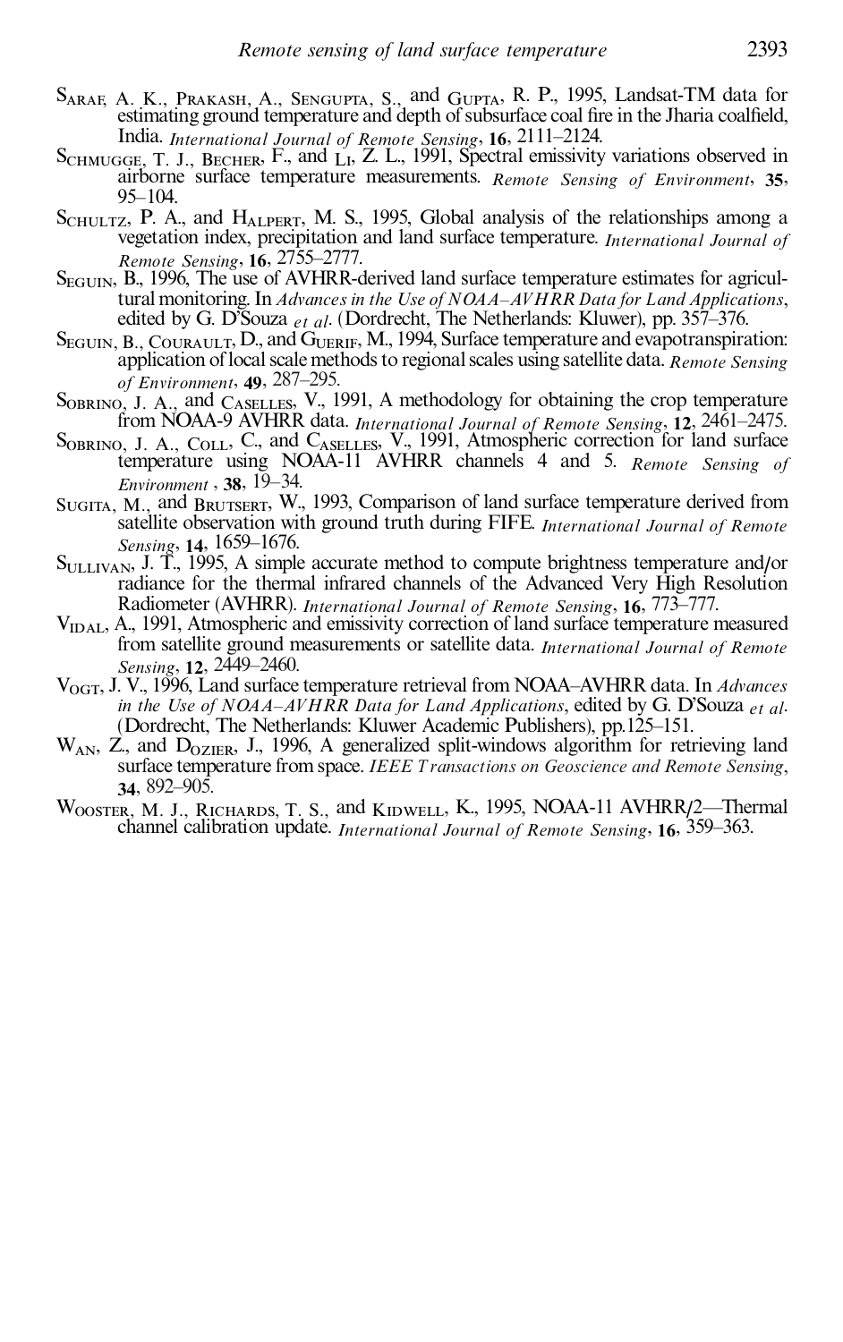Saraf, A. K., Prakash, A., Sengupta, S., and Gupta, R. P., 1995, Landsat-TM data for estimating ground temperature and depth of subsurface coal fire in the Jharia coalfield, India. *International Journal of Remote Sensing*, **16**, 2111–2124.

Schmugge, T. J., Becher, F., and Li, Z. L., 1991, Spectral emissivity variations observed in airborne surface temperature measurements. *Remote Sensing of Environment*, **35**, 95–104.

Schultz, P. A., and Halpert, M. S., 1995, Global analysis of the relationships among a vegetation index, precipitation and land surface temperature. *International Journal of Remote Sensing*, **16**, 2755–2777.

Seguin, B., 1996, The use of AVHRR-derived land surface temperature estimates for agricultural monitoring. In *Advances in the Use of NOAA–AVHRR Data for Land Applications*, edited by G. D'Souza *et al*. (Dordrecht, The Netherlands: Kluwer), pp. 357–376.

Seguin, B., Courault, D., and Guerif, M., 1994, Surface temperature and evapotranspiration: application of local scale methods to regional scales using satellite data. *Remote Sensing of Environment*, **49**, 287–295.

Sobrino, J. A., and Caselles, V., 1991, A methodology for obtaining the crop temperature from NOAA-9 AVHRR data. *International Journal of Remote Sensing*, **12**, 2461–2475.

Sobrino, J. A., Coll, C., and Caselles, V., 1991, Atmospheric correction for land surface temperature using NOAA-11 AVHRR channels 4 and 5. *Remote Sensing of Environment*, **38**, 19–34.

Sugita, M., and Brutsert, W., 1993, Comparison of land surface temperature derived from satellite observation with ground truth during FIFE. *International Journal of Remote Sensing*, **14**, 1659–1676.

Sullivan, J. T., 1995, A simple accurate method to compute brightness temperature and/or radiance for the thermal infrared channels of the Advanced Very High Resolution Radiometer (AVHRR). *International Journal of Remote Sensing*, **16**, 773–777.

Vidal, A., 1991, Atmospheric and emissivity correction of land surface temperature measured from satellite ground measurements or satellite data. *International Journal of Remote Sensing*, **12**, 2449–2460.

Vogt, J. V., 1996, Land surface temperature retrieval from NOAA–AVHRR data. In *Advances in the Use of NOAA–AVHRR Data for Land Applications*, edited by G. D'Souza *et al*. (Dordrecht, The Netherlands: Kluwer Academic Publishers), pp.125–151.

Wan, Z., and Dozier, J., 1996, A generalized split-windows algorithm for retrieving land surface temperature from space. *IEEE Transactions on Geoscience and Remote Sensing*, **34**, 892–905.

Wooster, M. J., Richards, T. S., and Kidwell, K., 1995, NOAA-11 AVHRR/2—Thermal channel calibration update. *International Journal of Remote Sensing*, **16**, 359–363.